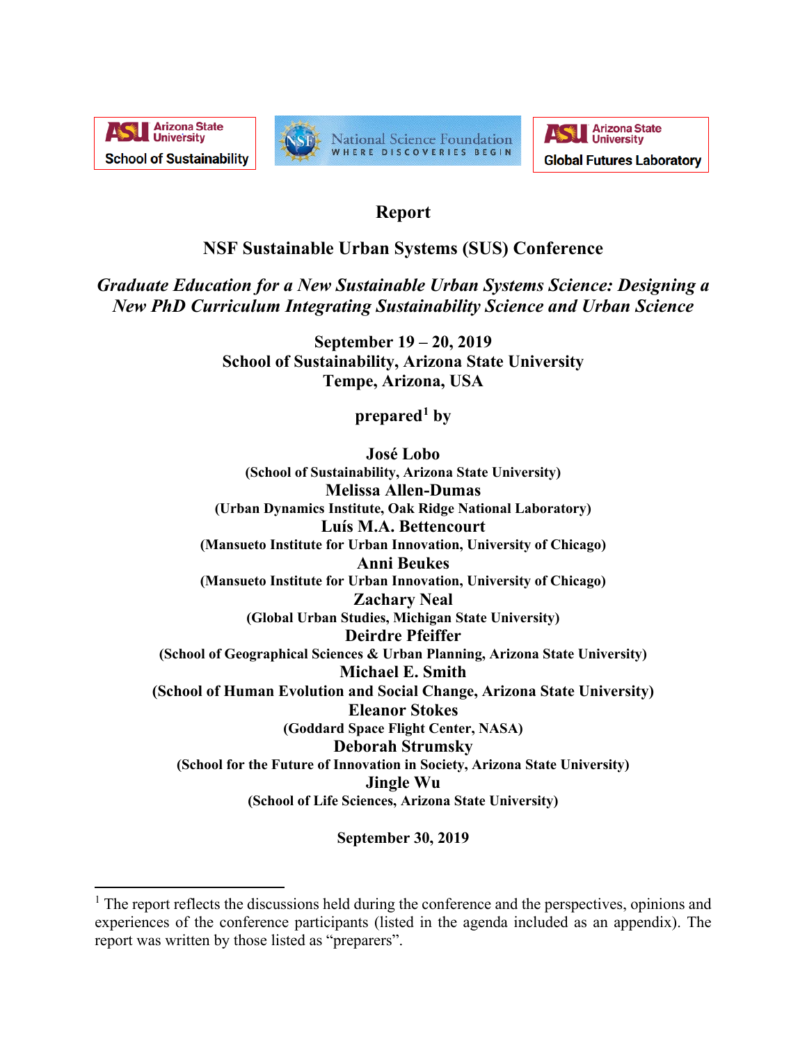Arizona State University School of Sustainability | National Science Foundation WHERE DISCOVERIES BEGIN | Arizona State University Global Futures Laboratory

# Report

## NSF Sustainable Urban Systems (SUS) Conference

## *Graduate Education for a New Sustainable Urban Systems Science: Designing a New PhD Curriculum Integrating Sustainability Science and Urban Science*

**September 19 – 20, 2019**
**School of Sustainability, Arizona State University**
**Tempe, Arizona, USA**

**prepared[1] by**

**José Lobo**
**(School of Sustainability, Arizona State University)**
**Melissa Allen-Dumas**
**(Urban Dynamics Institute, Oak Ridge National Laboratory)**
**Luís M.A. Bettencourt**
**(Mansueto Institute for Urban Innovation, University of Chicago)**
**Anni Beukes**
**(Mansueto Institute for Urban Innovation, University of Chicago)**
**Zachary Neal**
**(Global Urban Studies, Michigan State University)**
**Deirdre Pfeiffer**
**(School of Geographical Sciences & Urban Planning, Arizona State University)**
**Michael E. Smith**
**(School of Human Evolution and Social Change, Arizona State University)**
**Eleanor Stokes**
**(Goddard Space Flight Center, NASA)**
**Deborah Strumsky**
**(School for the Future of Innovation in Society, Arizona State University)**
**Jingle Wu**
**(School of Life Sciences, Arizona State University)**

**September 30, 2019**

[1] The report reflects the discussions held during the conference and the perspectives, opinions and experiences of the conference participants (listed in the agenda included as an appendix). The report was written by those listed as "preparers".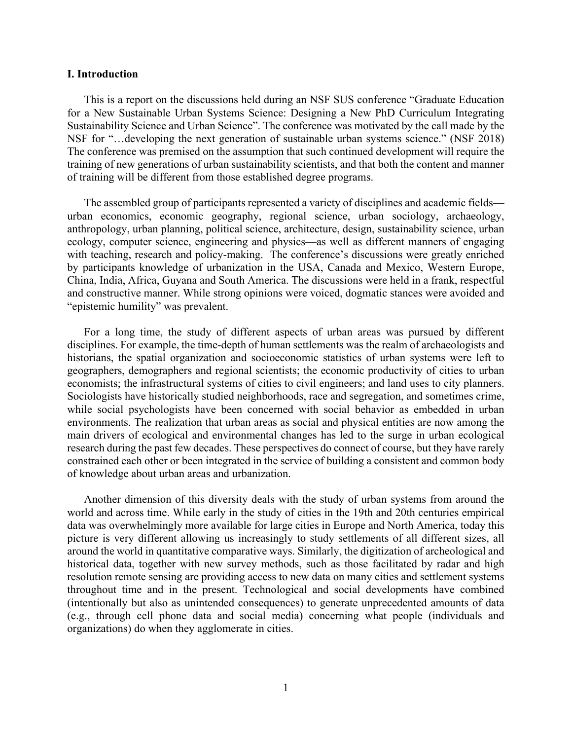## I. Introduction

This is a report on the discussions held during an NSF SUS conference "Graduate Education for a New Sustainable Urban Systems Science: Designing a New PhD Curriculum Integrating Sustainability Science and Urban Science". The conference was motivated by the call made by the NSF for "…developing the next generation of sustainable urban systems science." (NSF 2018) The conference was premised on the assumption that such continued development will require the training of new generations of urban sustainability scientists, and that both the content and manner of training will be different from those established degree programs.

The assembled group of participants represented a variety of disciplines and academic fields—urban economics, economic geography, regional science, urban sociology, archaeology, anthropology, urban planning, political science, architecture, design, sustainability science, urban ecology, computer science, engineering and physics—as well as different manners of engaging with teaching, research and policy-making. The conference's discussions were greatly enriched by participants knowledge of urbanization in the USA, Canada and Mexico, Western Europe, China, India, Africa, Guyana and South America. The discussions were held in a frank, respectful and constructive manner. While strong opinions were voiced, dogmatic stances were avoided and "epistemic humility" was prevalent.

For a long time, the study of different aspects of urban areas was pursued by different disciplines. For example, the time-depth of human settlements was the realm of archaeologists and historians, the spatial organization and socioeconomic statistics of urban systems were left to geographers, demographers and regional scientists; the economic productivity of cities to urban economists; the infrastructural systems of cities to civil engineers; and land uses to city planners. Sociologists have historically studied neighborhoods, race and segregation, and sometimes crime, while social psychologists have been concerned with social behavior as embedded in urban environments. The realization that urban areas as social and physical entities are now among the main drivers of ecological and environmental changes has led to the surge in urban ecological research during the past few decades. These perspectives do connect of course, but they have rarely constrained each other or been integrated in the service of building a consistent and common body of knowledge about urban areas and urbanization.

Another dimension of this diversity deals with the study of urban systems from around the world and across time. While early in the study of cities in the 19th and 20th centuries empirical data was overwhelmingly more available for large cities in Europe and North America, today this picture is very different allowing us increasingly to study settlements of all different sizes, all around the world in quantitative comparative ways. Similarly, the digitization of archeological and historical data, together with new survey methods, such as those facilitated by radar and high resolution remote sensing are providing access to new data on many cities and settlement systems throughout time and in the present. Technological and social developments have combined (intentionally but also as unintended consequences) to generate unprecedented amounts of data (e.g., through cell phone data and social media) concerning what people (individuals and organizations) do when they agglomerate in cities.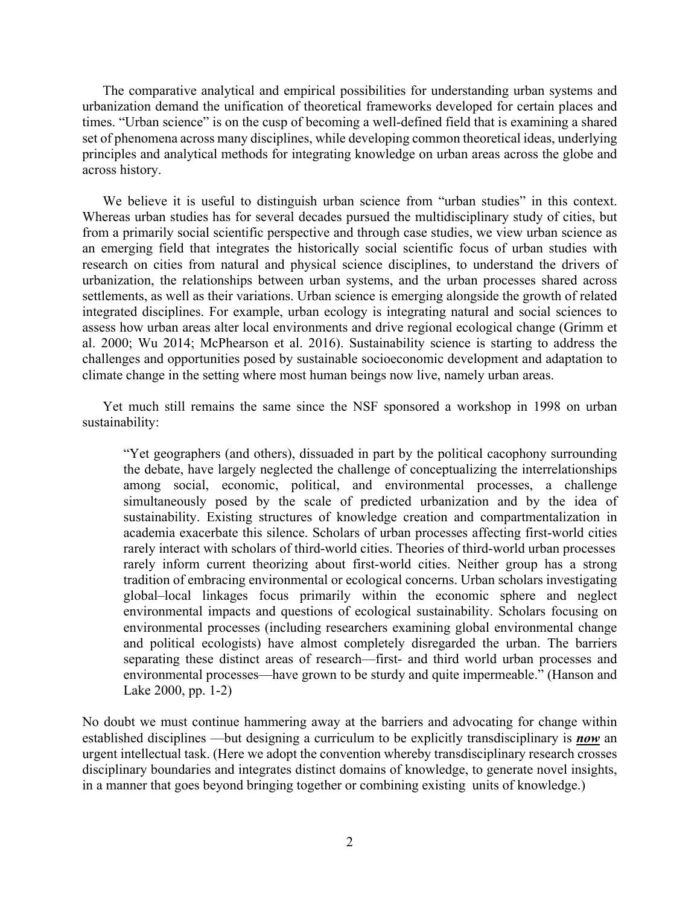The comparative analytical and empirical possibilities for understanding urban systems and urbanization demand the unification of theoretical frameworks developed for certain places and times. "Urban science" is on the cusp of becoming a well-defined field that is examining a shared set of phenomena across many disciplines, while developing common theoretical ideas, underlying principles and analytical methods for integrating knowledge on urban areas across the globe and across history.

We believe it is useful to distinguish urban science from "urban studies" in this context. Whereas urban studies has for several decades pursued the multidisciplinary study of cities, but from a primarily social scientific perspective and through case studies, we view urban science as an emerging field that integrates the historically social scientific focus of urban studies with research on cities from natural and physical science disciplines, to understand the drivers of urbanization, the relationships between urban systems, and the urban processes shared across settlements, as well as their variations. Urban science is emerging alongside the growth of related integrated disciplines. For example, urban ecology is integrating natural and social sciences to assess how urban areas alter local environments and drive regional ecological change (Grimm et al. 2000; Wu 2014; McPhearson et al. 2016). Sustainability science is starting to address the challenges and opportunities posed by sustainable socioeconomic development and adaptation to climate change in the setting where most human beings now live, namely urban areas.

Yet much still remains the same since the NSF sponsored a workshop in 1998 on urban sustainability:

> "Yet geographers (and others), dissuaded in part by the political cacophony surrounding the debate, have largely neglected the challenge of conceptualizing the interrelationships among social, economic, political, and environmental processes, a challenge simultaneously posed by the scale of predicted urbanization and by the idea of sustainability. Existing structures of knowledge creation and compartmentalization in academia exacerbate this silence. Scholars of urban processes affecting first-world cities rarely interact with scholars of third-world cities. Theories of third-world urban processes rarely inform current theorizing about first-world cities. Neither group has a strong tradition of embracing environmental or ecological concerns. Urban scholars investigating global–local linkages focus primarily within the economic sphere and neglect environmental impacts and questions of ecological sustainability. Scholars focusing on environmental processes (including researchers examining global environmental change and political ecologists) have almost completely disregarded the urban. The barriers separating these distinct areas of research—first- and third world urban processes and environmental processes—have grown to be sturdy and quite impermeable." (Hanson and Lake 2000, pp. 1-2)

No doubt we must continue hammering away at the barriers and advocating for change within established disciplines —but designing a curriculum to be explicitly transdisciplinary is ***now*** an urgent intellectual task. (Here we adopt the convention whereby transdisciplinary research crosses disciplinary boundaries and integrates distinct domains of knowledge, to generate novel insights, in a manner that goes beyond bringing together or combining existing units of knowledge.)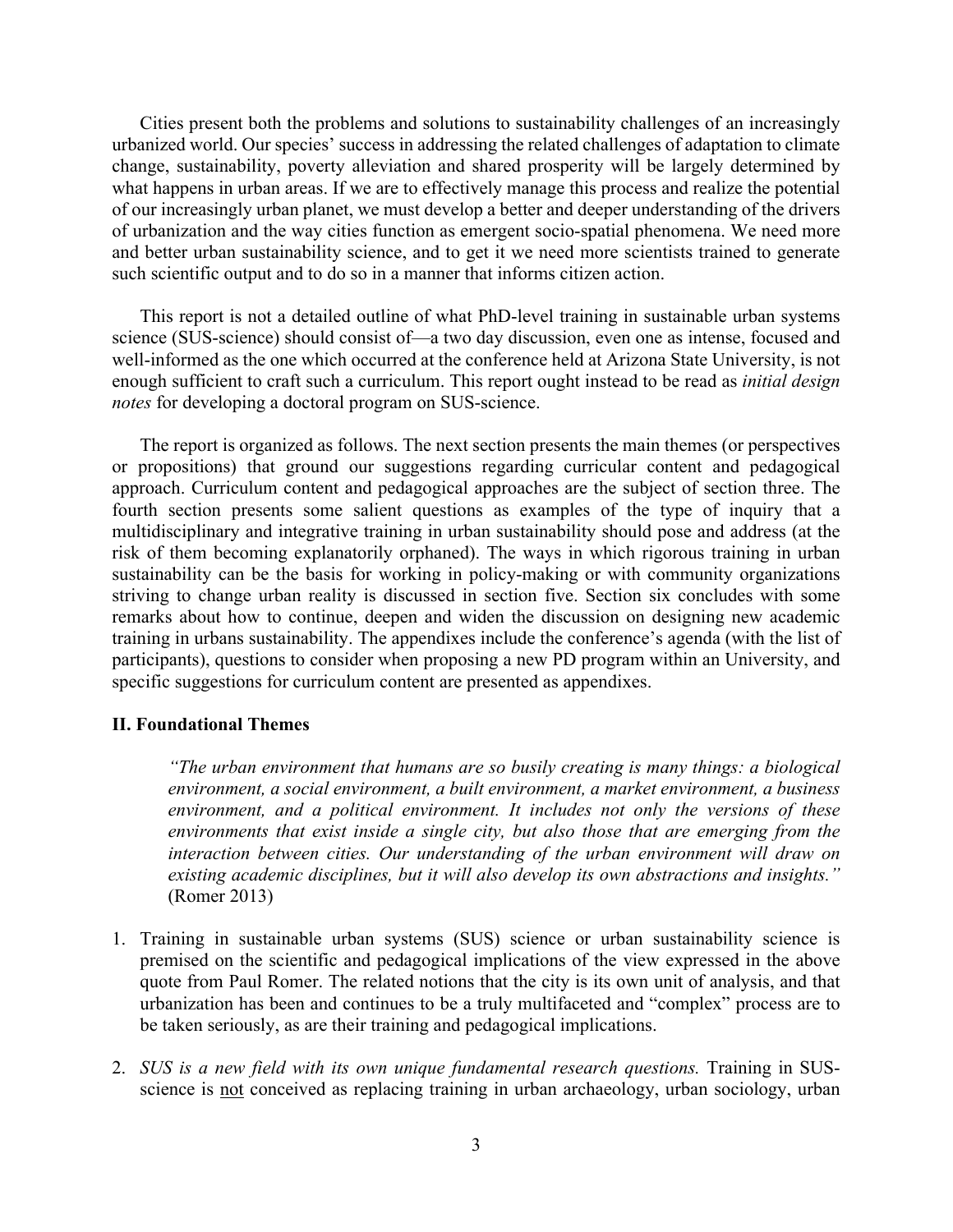Cities present both the problems and solutions to sustainability challenges of an increasingly urbanized world. Our species' success in addressing the related challenges of adaptation to climate change, sustainability, poverty alleviation and shared prosperity will be largely determined by what happens in urban areas. If we are to effectively manage this process and realize the potential of our increasingly urban planet, we must develop a better and deeper understanding of the drivers of urbanization and the way cities function as emergent socio-spatial phenomena. We need more and better urban sustainability science, and to get it we need more scientists trained to generate such scientific output and to do so in a manner that informs citizen action.

This report is not a detailed outline of what PhD-level training in sustainable urban systems science (SUS-science) should consist of—a two day discussion, even one as intense, focused and well-informed as the one which occurred at the conference held at Arizona State University, is not enough sufficient to craft such a curriculum. This report ought instead to be read as *initial design notes* for developing a doctoral program on SUS-science.

The report is organized as follows. The next section presents the main themes (or perspectives or propositions) that ground our suggestions regarding curricular content and pedagogical approach. Curriculum content and pedagogical approaches are the subject of section three. The fourth section presents some salient questions as examples of the type of inquiry that a multidisciplinary and integrative training in urban sustainability should pose and address (at the risk of them becoming explanatorily orphaned). The ways in which rigorous training in urban sustainability can be the basis for working in policy-making or with community organizations striving to change urban reality is discussed in section five. Section six concludes with some remarks about how to continue, deepen and widen the discussion on designing new academic training in urbans sustainability. The appendixes include the conference's agenda (with the list of participants), questions to consider when proposing a new PD program within an University, and specific suggestions for curriculum content are presented as appendixes.

## II. Foundational Themes

> *"The urban environment that humans are so busily creating is many things: a biological environment, a social environment, a built environment, a market environment, a business environment, and a political environment. It includes not only the versions of these environments that exist inside a single city, but also those that are emerging from the interaction between cities. Our understanding of the urban environment will draw on existing academic disciplines, but it will also develop its own abstractions and insights."* (Romer 2013)

1. Training in sustainable urban systems (SUS) science or urban sustainability science is premised on the scientific and pedagogical implications of the view expressed in the above quote from Paul Romer. The related notions that the city is its own unit of analysis, and that urbanization has been and continues to be a truly multifaceted and "complex" process are to be taken seriously, as are their training and pedagogical implications.

2. *SUS is a new field with its own unique fundamental research questions.* Training in SUS-science is <u>not</u> conceived as replacing training in urban archaeology, urban sociology, urban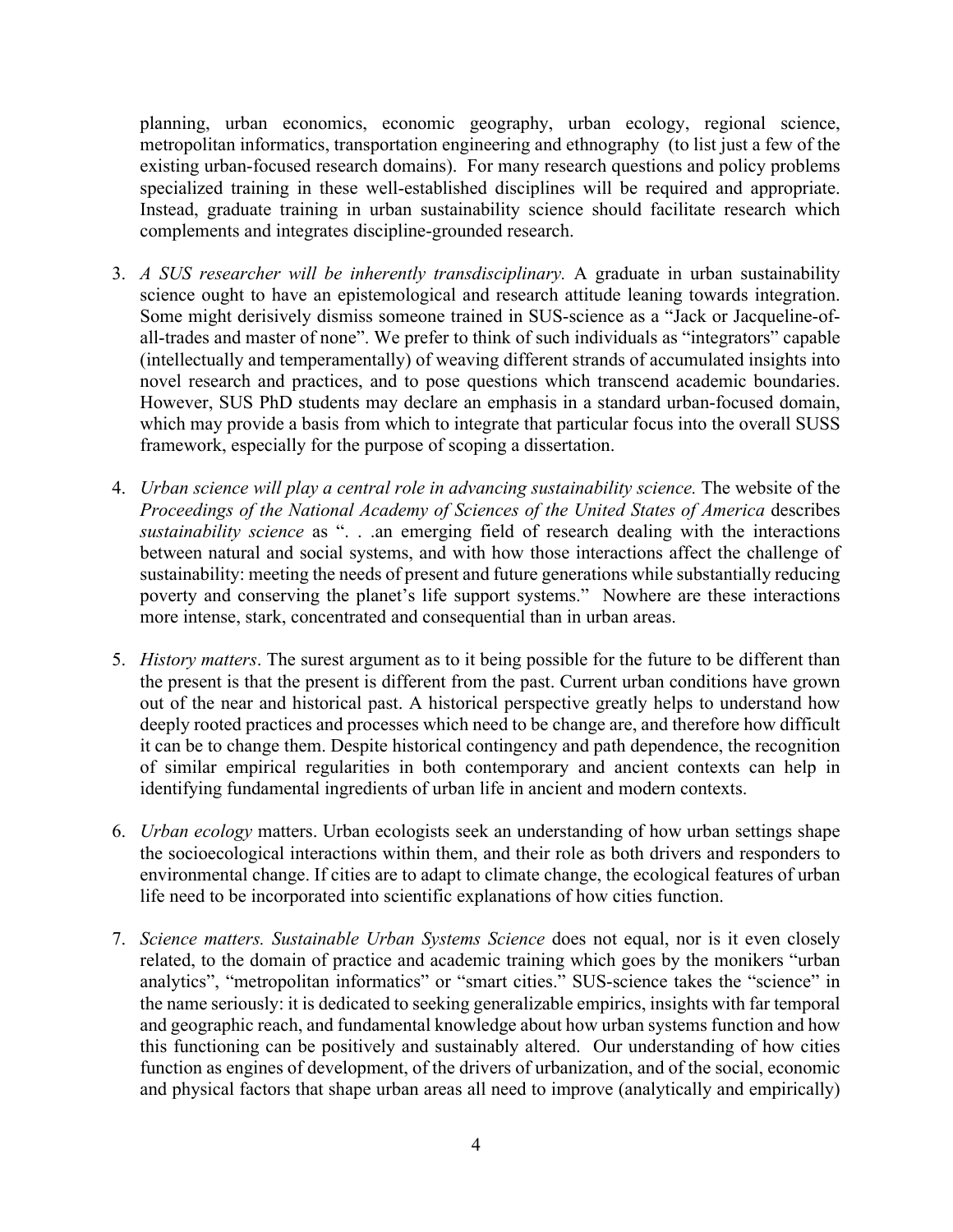planning, urban economics, economic geography, urban ecology, regional science, metropolitan informatics, transportation engineering and ethnography (to list just a few of the existing urban-focused research domains). For many research questions and policy problems specialized training in these well-established disciplines will be required and appropriate. Instead, graduate training in urban sustainability science should facilitate research which complements and integrates discipline-grounded research.

3. *A SUS researcher will be inherently transdisciplinary.* A graduate in urban sustainability science ought to have an epistemological and research attitude leaning towards integration. Some might derisively dismiss someone trained in SUS-science as a "Jack or Jacqueline-of-all-trades and master of none". We prefer to think of such individuals as "integrators" capable (intellectually and temperamentally) of weaving different strands of accumulated insights into novel research and practices, and to pose questions which transcend academic boundaries. However, SUS PhD students may declare an emphasis in a standard urban-focused domain, which may provide a basis from which to integrate that particular focus into the overall SUSS framework, especially for the purpose of scoping a dissertation.

4. *Urban science will play a central role in advancing sustainability science.* The website of the *Proceedings of the National Academy of Sciences of the United States of America* describes *sustainability science* as ". . .an emerging field of research dealing with the interactions between natural and social systems, and with how those interactions affect the challenge of sustainability: meeting the needs of present and future generations while substantially reducing poverty and conserving the planet's life support systems." Nowhere are these interactions more intense, stark, concentrated and consequential than in urban areas.

5. *History matters*. The surest argument as to it being possible for the future to be different than the present is that the present is different from the past. Current urban conditions have grown out of the near and historical past. A historical perspective greatly helps to understand how deeply rooted practices and processes which need to be change are, and therefore how difficult it can be to change them. Despite historical contingency and path dependence, the recognition of similar empirical regularities in both contemporary and ancient contexts can help in identifying fundamental ingredients of urban life in ancient and modern contexts.

6. *Urban ecology* matters. Urban ecologists seek an understanding of how urban settings shape the socioecological interactions within them, and their role as both drivers and responders to environmental change. If cities are to adapt to climate change, the ecological features of urban life need to be incorporated into scientific explanations of how cities function.

7. *Science matters. Sustainable Urban Systems Science* does not equal, nor is it even closely related, to the domain of practice and academic training which goes by the monikers "urban analytics", "metropolitan informatics" or "smart cities." SUS-science takes the "science" in the name seriously: it is dedicated to seeking generalizable empirics, insights with far temporal and geographic reach, and fundamental knowledge about how urban systems function and how this functioning can be positively and sustainably altered. Our understanding of how cities function as engines of development, of the drivers of urbanization, and of the social, economic and physical factors that shape urban areas all need to improve (analytically and empirically)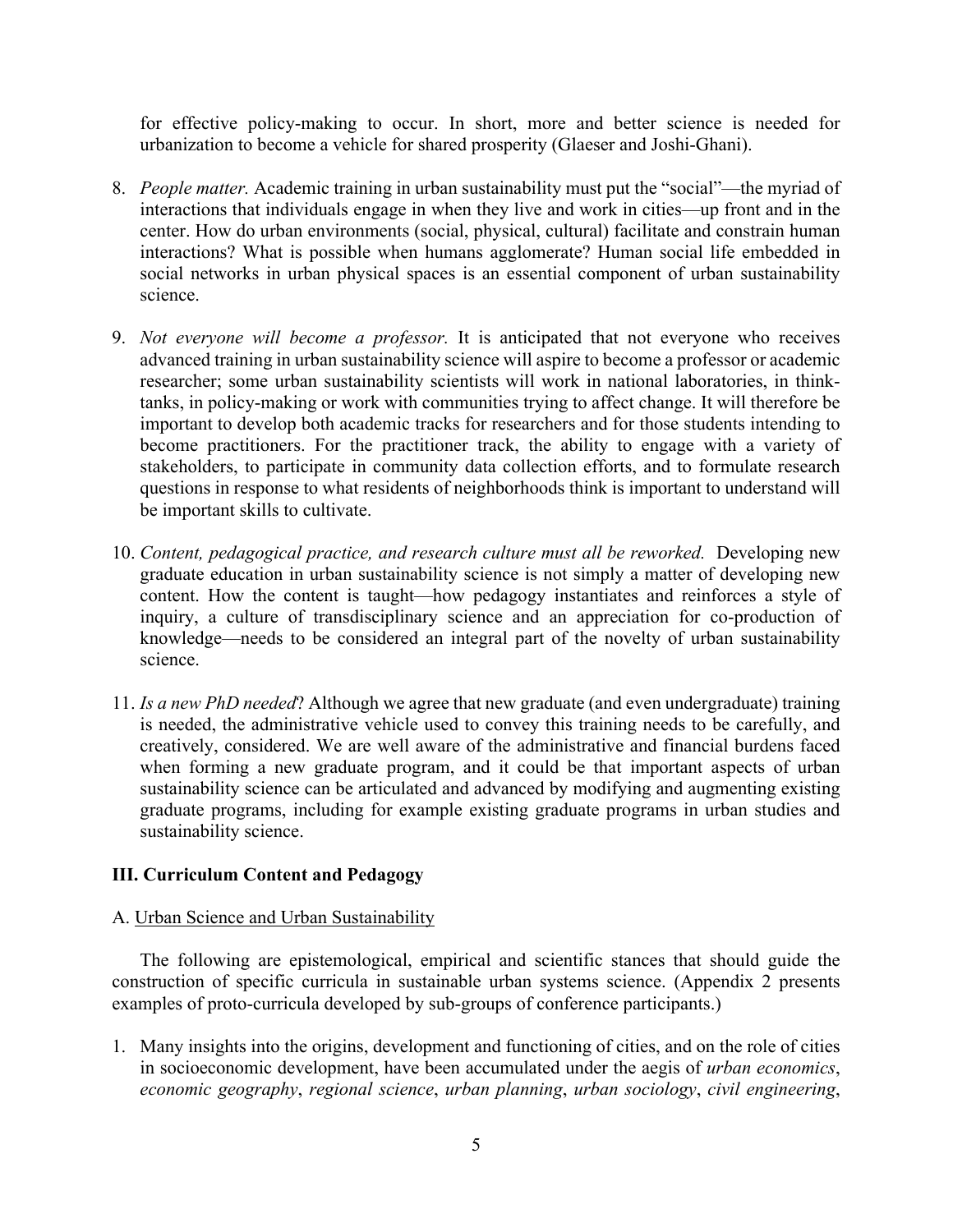for effective policy-making to occur. In short, more and better science is needed for urbanization to become a vehicle for shared prosperity (Glaeser and Joshi-Ghani).

8. *People matter.* Academic training in urban sustainability must put the "social"—the myriad of interactions that individuals engage in when they live and work in cities—up front and in the center. How do urban environments (social, physical, cultural) facilitate and constrain human interactions? What is possible when humans agglomerate? Human social life embedded in social networks in urban physical spaces is an essential component of urban sustainability science.

9. *Not everyone will become a professor.* It is anticipated that not everyone who receives advanced training in urban sustainability science will aspire to become a professor or academic researcher; some urban sustainability scientists will work in national laboratories, in think-tanks, in policy-making or work with communities trying to affect change. It will therefore be important to develop both academic tracks for researchers and for those students intending to become practitioners. For the practitioner track, the ability to engage with a variety of stakeholders, to participate in community data collection efforts, and to formulate research questions in response to what residents of neighborhoods think is important to understand will be important skills to cultivate.

10. *Content, pedagogical practice, and research culture must all be reworked.* Developing new graduate education in urban sustainability science is not simply a matter of developing new content. How the content is taught—how pedagogy instantiates and reinforces a style of inquiry, a culture of transdisciplinary science and an appreciation for co-production of knowledge—needs to be considered an integral part of the novelty of urban sustainability science.

11. *Is a new PhD needed*? Although we agree that new graduate (and even undergraduate) training is needed, the administrative vehicle used to convey this training needs to be carefully, and creatively, considered. We are well aware of the administrative and financial burdens faced when forming a new graduate program, and it could be that important aspects of urban sustainability science can be articulated and advanced by modifying and augmenting existing graduate programs, including for example existing graduate programs in urban studies and sustainability science.

## III. Curriculum Content and Pedagogy

### A. Urban Science and Urban Sustainability

The following are epistemological, empirical and scientific stances that should guide the construction of specific curricula in sustainable urban systems science. (Appendix 2 presents examples of proto-curricula developed by sub-groups of conference participants.)

1. Many insights into the origins, development and functioning of cities, and on the role of cities in socioeconomic development, have been accumulated under the aegis of *urban economics*, *economic geography*, *regional science*, *urban planning*, *urban sociology*, *civil engineering*,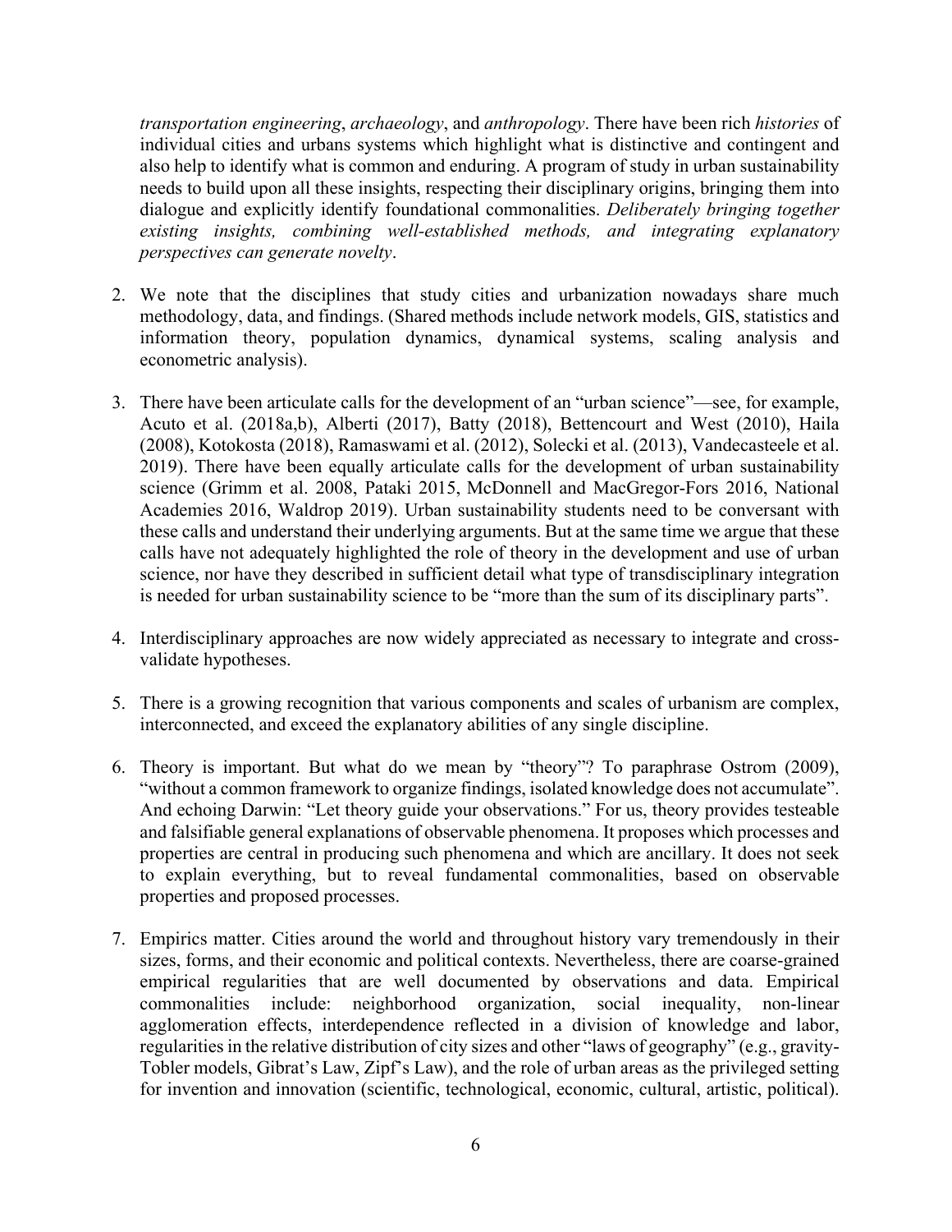*transportation engineering*, *archaeology*, and *anthropology*. There have been rich *histories* of individual cities and urbans systems which highlight what is distinctive and contingent and also help to identify what is common and enduring. A program of study in urban sustainability needs to build upon all these insights, respecting their disciplinary origins, bringing them into dialogue and explicitly identify foundational commonalities. *Deliberately bringing together existing insights, combining well-established methods, and integrating explanatory perspectives can generate novelty*.

2. We note that the disciplines that study cities and urbanization nowadays share much methodology, data, and findings. (Shared methods include network models, GIS, statistics and information theory, population dynamics, dynamical systems, scaling analysis and econometric analysis).

3. There have been articulate calls for the development of an "urban science"—see, for example, Acuto et al. (2018a,b), Alberti (2017), Batty (2018), Bettencourt and West (2010), Haila (2008), Kotokosta (2018), Ramaswami et al. (2012), Solecki et al. (2013), Vandecasteele et al. 2019). There have been equally articulate calls for the development of urban sustainability science (Grimm et al. 2008, Pataki 2015, McDonnell and MacGregor-Fors 2016, National Academies 2016, Waldrop 2019). Urban sustainability students need to be conversant with these calls and understand their underlying arguments. But at the same time we argue that these calls have not adequately highlighted the role of theory in the development and use of urban science, nor have they described in sufficient detail what type of transdisciplinary integration is needed for urban sustainability science to be "more than the sum of its disciplinary parts".

4. Interdisciplinary approaches are now widely appreciated as necessary to integrate and cross-validate hypotheses.

5. There is a growing recognition that various components and scales of urbanism are complex, interconnected, and exceed the explanatory abilities of any single discipline.

6. Theory is important. But what do we mean by "theory"? To paraphrase Ostrom (2009), "without a common framework to organize findings, isolated knowledge does not accumulate". And echoing Darwin: "Let theory guide your observations." For us, theory provides testeable and falsifiable general explanations of observable phenomena. It proposes which processes and properties are central in producing such phenomena and which are ancillary. It does not seek to explain everything, but to reveal fundamental commonalities, based on observable properties and proposed processes.

7. Empirics matter. Cities around the world and throughout history vary tremendously in their sizes, forms, and their economic and political contexts. Nevertheless, there are coarse-grained empirical regularities that are well documented by observations and data. Empirical commonalities include: neighborhood organization, social inequality, non-linear agglomeration effects, interdependence reflected in a division of knowledge and labor, regularities in the relative distribution of city sizes and other "laws of geography" (e.g., gravity-Tobler models, Gibrat's Law, Zipf's Law), and the role of urban areas as the privileged setting for invention and innovation (scientific, technological, economic, cultural, artistic, political).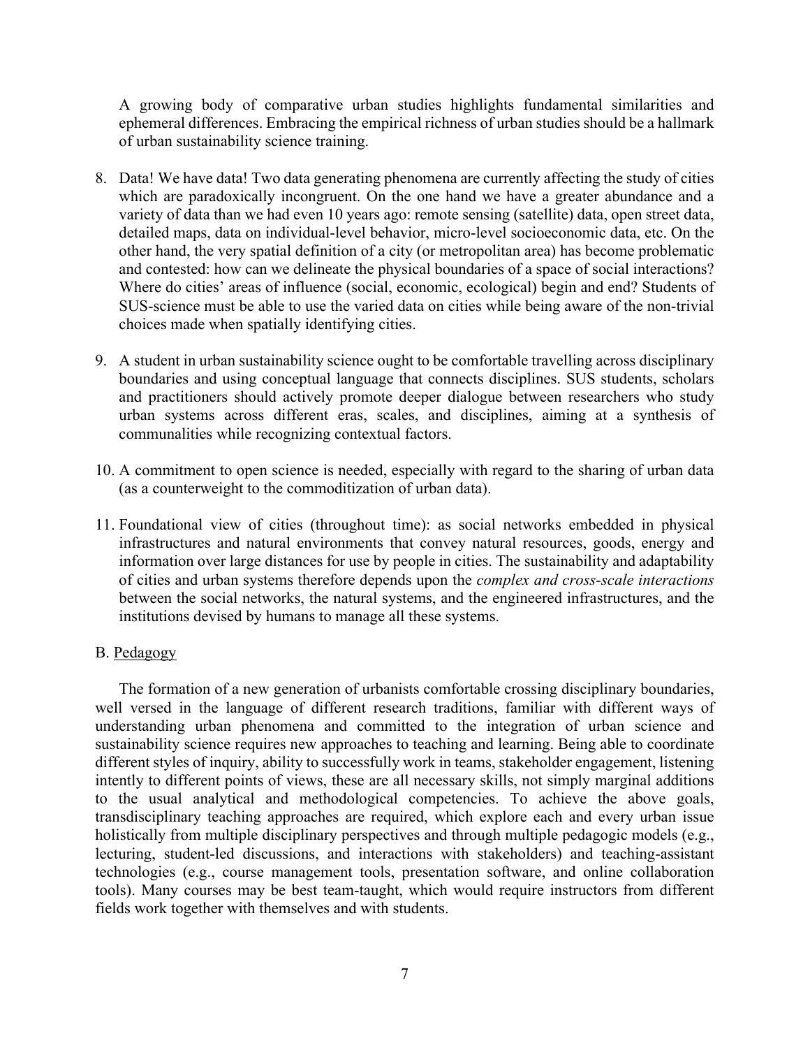A growing body of comparative urban studies highlights fundamental similarities and ephemeral differences. Embracing the empirical richness of urban studies should be a hallmark of urban sustainability science training.

8. Data! We have data! Two data generating phenomena are currently affecting the study of cities which are paradoxically incongruent. On the one hand we have a greater abundance and a variety of data than we had even 10 years ago: remote sensing (satellite) data, open street data, detailed maps, data on individual-level behavior, micro-level socioeconomic data, etc. On the other hand, the very spatial definition of a city (or metropolitan area) has become problematic and contested: how can we delineate the physical boundaries of a space of social interactions? Where do cities' areas of influence (social, economic, ecological) begin and end? Students of SUS-science must be able to use the varied data on cities while being aware of the non-trivial choices made when spatially identifying cities.

9. A student in urban sustainability science ought to be comfortable travelling across disciplinary boundaries and using conceptual language that connects disciplines. SUS students, scholars and practitioners should actively promote deeper dialogue between researchers who study urban systems across different eras, scales, and disciplines, aiming at a synthesis of communalities while recognizing contextual factors.

10. A commitment to open science is needed, especially with regard to the sharing of urban data (as a counterweight to the commoditization of urban data).

11. Foundational view of cities (throughout time): as social networks embedded in physical infrastructures and natural environments that convey natural resources, goods, energy and information over large distances for use by people in cities. The sustainability and adaptability of cities and urban systems therefore depends upon the *complex and cross-scale interactions* between the social networks, the natural systems, and the engineered infrastructures, and the institutions devised by humans to manage all these systems.

B. <u>Pedagogy</u>

The formation of a new generation of urbanists comfortable crossing disciplinary boundaries, well versed in the language of different research traditions, familiar with different ways of understanding urban phenomena and committed to the integration of urban science and sustainability science requires new approaches to teaching and learning. Being able to coordinate different styles of inquiry, ability to successfully work in teams, stakeholder engagement, listening intently to different points of views, these are all necessary skills, not simply marginal additions to the usual analytical and methodological competencies. To achieve the above goals, transdisciplinary teaching approaches are required, which explore each and every urban issue holistically from multiple disciplinary perspectives and through multiple pedagogic models (e.g., lecturing, student-led discussions, and interactions with stakeholders) and teaching-assistant technologies (e.g., course management tools, presentation software, and online collaboration tools). Many courses may be best team-taught, which would require instructors from different fields work together with themselves and with students.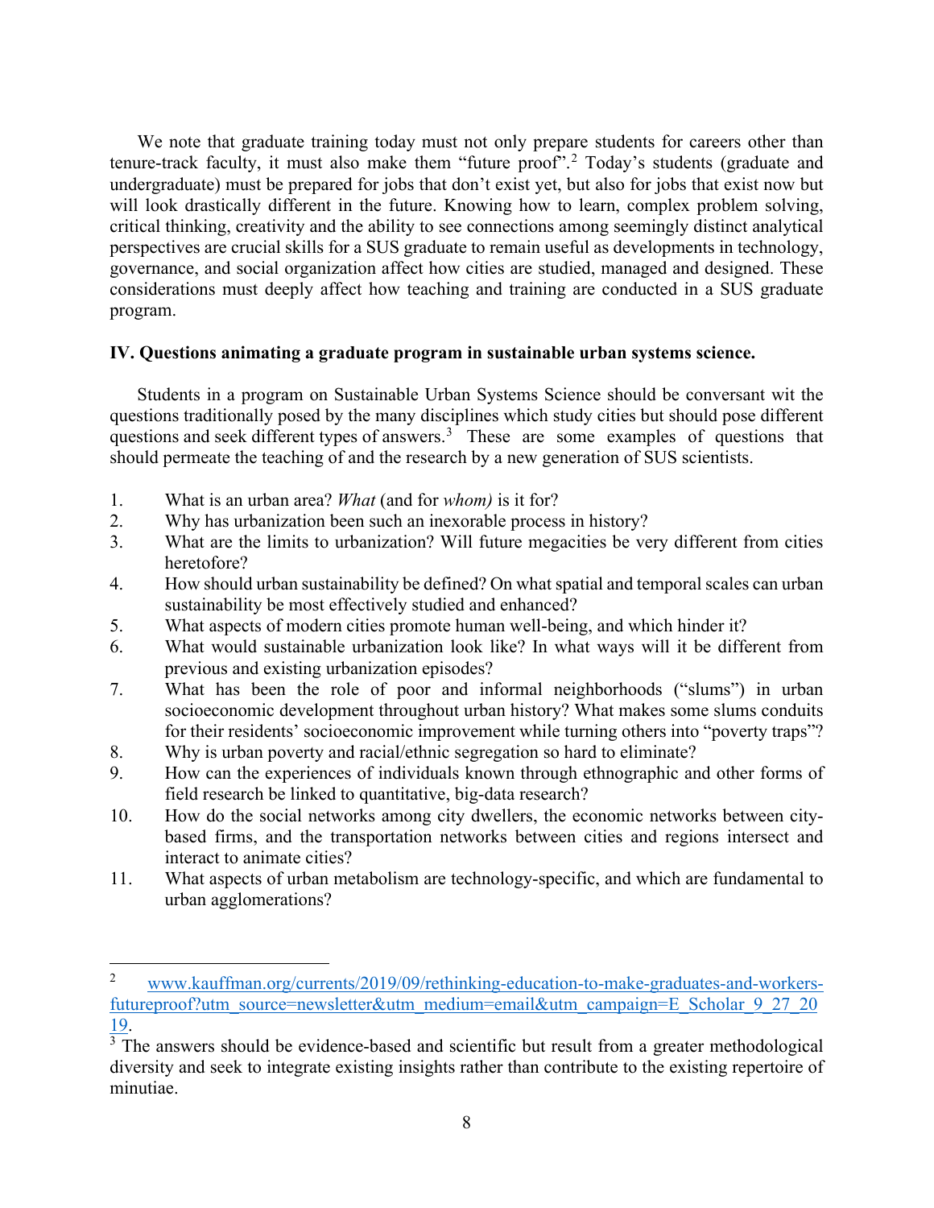We note that graduate training today must not only prepare students for careers other than tenure-track faculty, it must also make them "future proof".[2] Today's students (graduate and undergraduate) must be prepared for jobs that don't exist yet, but also for jobs that exist now but will look drastically different in the future. Knowing how to learn, complex problem solving, critical thinking, creativity and the ability to see connections among seemingly distinct analytical perspectives are crucial skills for a SUS graduate to remain useful as developments in technology, governance, and social organization affect how cities are studied, managed and designed. These considerations must deeply affect how teaching and training are conducted in a SUS graduate program.

**IV. Questions animating a graduate program in sustainable urban systems science.**

Students in a program on Sustainable Urban Systems Science should be conversant wit the questions traditionally posed by the many disciplines which study cities but should pose different questions and seek different types of answers.[3] These are some examples of questions that should permeate the teaching of and the research by a new generation of SUS scientists.

1. What is an urban area? *What* (and for *whom)* is it for?
2. Why has urbanization been such an inexorable process in history?
3. What are the limits to urbanization? Will future megacities be very different from cities heretofore?
4. How should urban sustainability be defined? On what spatial and temporal scales can urban sustainability be most effectively studied and enhanced?
5. What aspects of modern cities promote human well-being, and which hinder it?
6. What would sustainable urbanization look like? In what ways will it be different from previous and existing urbanization episodes?
7. What has been the role of poor and informal neighborhoods ("slums") in urban socioeconomic development throughout urban history? What makes some slums conduits for their residents' socioeconomic improvement while turning others into "poverty traps"?
8. Why is urban poverty and racial/ethnic segregation so hard to eliminate?
9. How can the experiences of individuals known through ethnographic and other forms of field research be linked to quantitative, big-data research?
10. How do the social networks among city dwellers, the economic networks between city-based firms, and the transportation networks between cities and regions intersect and interact to animate cities?
11. What aspects of urban metabolism are technology-specific, and which are fundamental to urban agglomerations?

---

[2] www.kauffman.org/currents/2019/09/rethinking-education-to-make-graduates-and-workers-futureproof?utm_source=newsletter&utm_medium=email&utm_campaign=E_Scholar_9_27_2019.

[3] The answers should be evidence-based and scientific but result from a greater methodological diversity and seek to integrate existing insights rather than contribute to the existing repertoire of minutiae.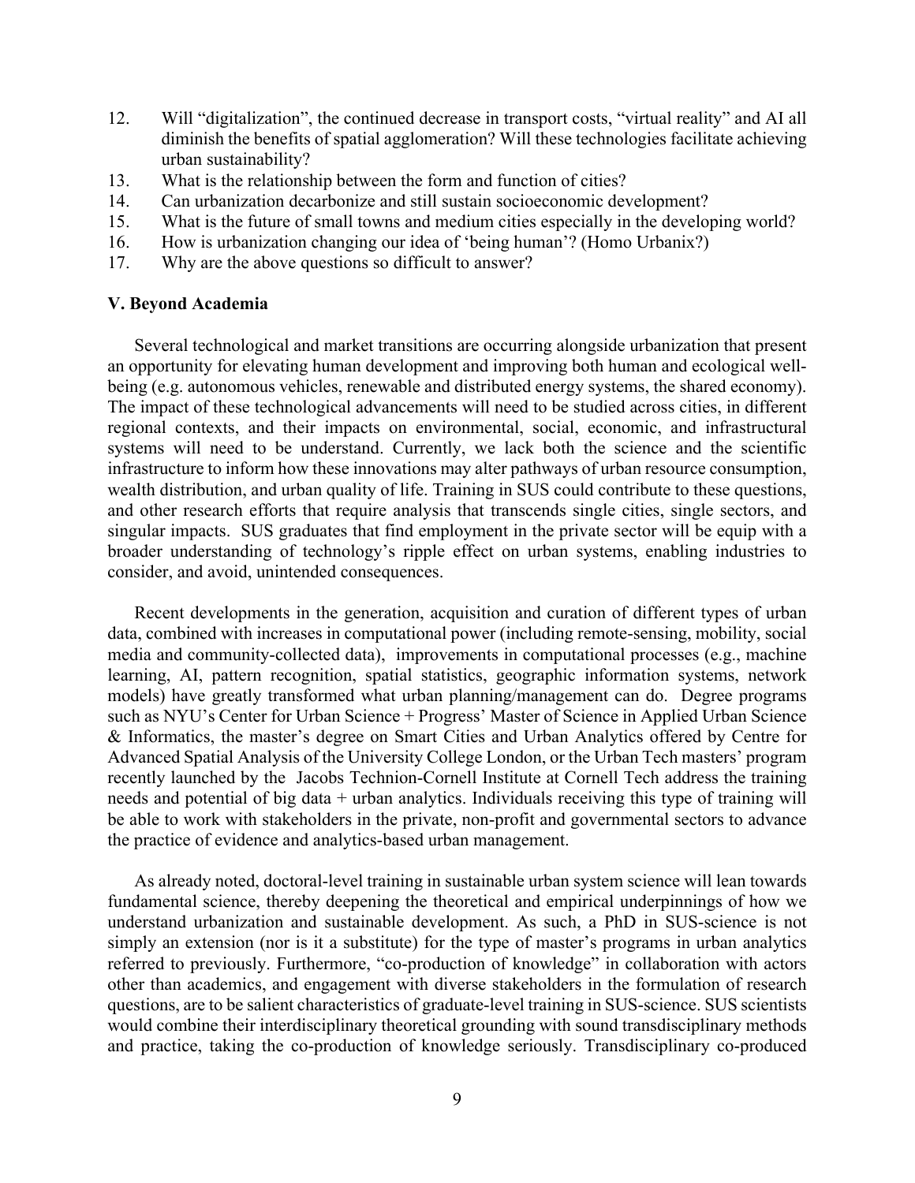12. Will "digitalization", the continued decrease in transport costs, "virtual reality" and AI all diminish the benefits of spatial agglomeration? Will these technologies facilitate achieving urban sustainability?
13. What is the relationship between the form and function of cities?
14. Can urbanization decarbonize and still sustain socioeconomic development?
15. What is the future of small towns and medium cities especially in the developing world?
16. How is urbanization changing our idea of 'being human'? (Homo Urbanix?)
17. Why are the above questions so difficult to answer?

## V. Beyond Academia

Several technological and market transitions are occurring alongside urbanization that present an opportunity for elevating human development and improving both human and ecological well-being (e.g. autonomous vehicles, renewable and distributed energy systems, the shared economy). The impact of these technological advancements will need to be studied across cities, in different regional contexts, and their impacts on environmental, social, economic, and infrastructural systems will need to be understand. Currently, we lack both the science and the scientific infrastructure to inform how these innovations may alter pathways of urban resource consumption, wealth distribution, and urban quality of life. Training in SUS could contribute to these questions, and other research efforts that require analysis that transcends single cities, single sectors, and singular impacts. SUS graduates that find employment in the private sector will be equip with a broader understanding of technology's ripple effect on urban systems, enabling industries to consider, and avoid, unintended consequences.

Recent developments in the generation, acquisition and curation of different types of urban data, combined with increases in computational power (including remote-sensing, mobility, social media and community-collected data), improvements in computational processes (e.g., machine learning, AI, pattern recognition, spatial statistics, geographic information systems, network models) have greatly transformed what urban planning/management can do. Degree programs such as NYU's Center for Urban Science + Progress' Master of Science in Applied Urban Science & Informatics, the master's degree on Smart Cities and Urban Analytics offered by Centre for Advanced Spatial Analysis of the University College London, or the Urban Tech masters' program recently launched by the Jacobs Technion-Cornell Institute at Cornell Tech address the training needs and potential of big data + urban analytics. Individuals receiving this type of training will be able to work with stakeholders in the private, non-profit and governmental sectors to advance the practice of evidence and analytics-based urban management.

As already noted, doctoral-level training in sustainable urban system science will lean towards fundamental science, thereby deepening the theoretical and empirical underpinnings of how we understand urbanization and sustainable development. As such, a PhD in SUS-science is not simply an extension (nor is it a substitute) for the type of master's programs in urban analytics referred to previously. Furthermore, "co-production of knowledge" in collaboration with actors other than academics, and engagement with diverse stakeholders in the formulation of research questions, are to be salient characteristics of graduate-level training in SUS-science. SUS scientists would combine their interdisciplinary theoretical grounding with sound transdisciplinary methods and practice, taking the co-production of knowledge seriously. Transdisciplinary co-produced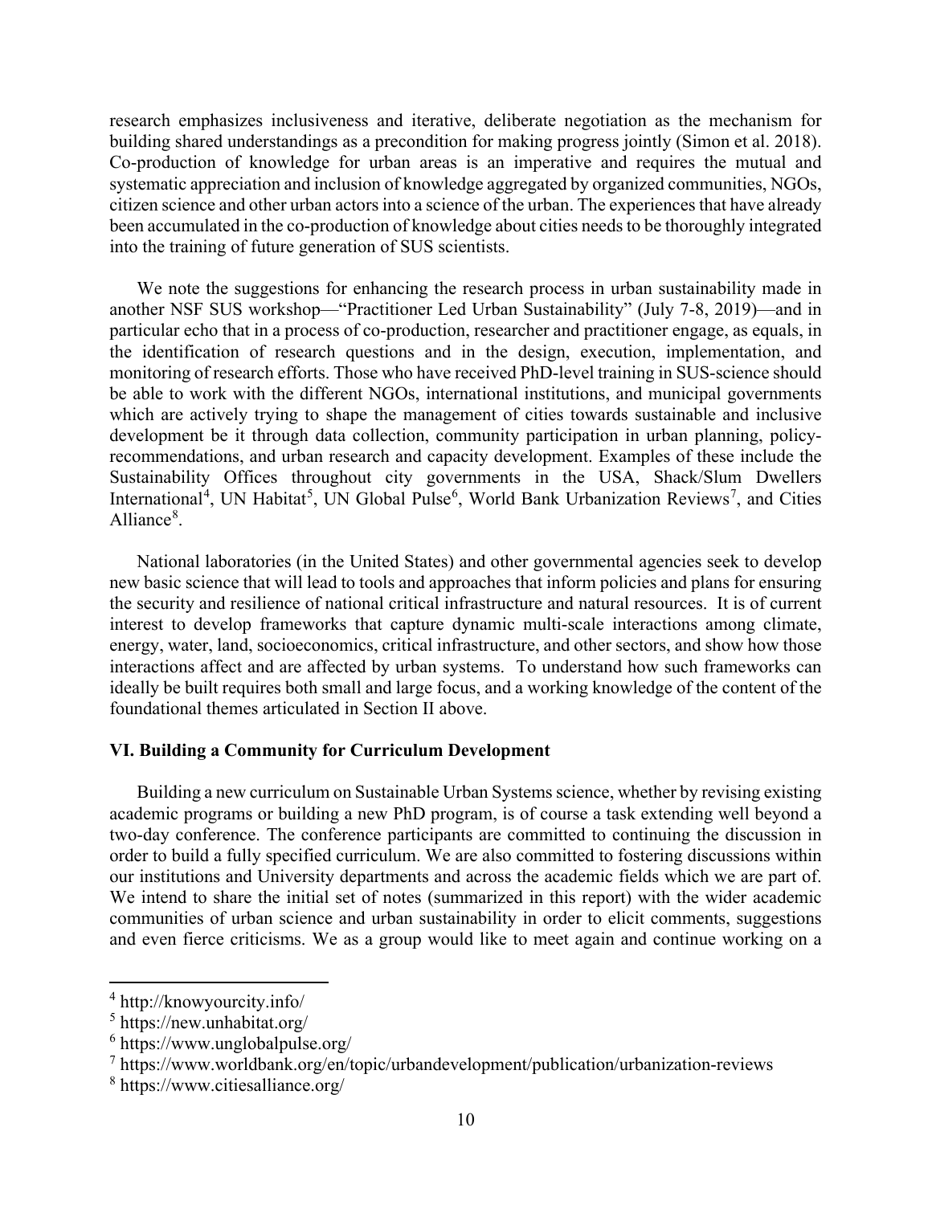research emphasizes inclusiveness and iterative, deliberate negotiation as the mechanism for building shared understandings as a precondition for making progress jointly (Simon et al. 2018). Co-production of knowledge for urban areas is an imperative and requires the mutual and systematic appreciation and inclusion of knowledge aggregated by organized communities, NGOs, citizen science and other urban actors into a science of the urban. The experiences that have already been accumulated in the co-production of knowledge about cities needs to be thoroughly integrated into the training of future generation of SUS scientists.

We note the suggestions for enhancing the research process in urban sustainability made in another NSF SUS workshop—"Practitioner Led Urban Sustainability" (July 7-8, 2019)—and in particular echo that in a process of co-production, researcher and practitioner engage, as equals, in the identification of research questions and in the design, execution, implementation, and monitoring of research efforts. Those who have received PhD-level training in SUS-science should be able to work with the different NGOs, international institutions, and municipal governments which are actively trying to shape the management of cities towards sustainable and inclusive development be it through data collection, community participation in urban planning, policy-recommendations, and urban research and capacity development. Examples of these include the Sustainability Offices throughout city governments in the USA, Shack/Slum Dwellers International[4], UN Habitat[5], UN Global Pulse[6], World Bank Urbanization Reviews[7], and Cities Alliance[8].

National laboratories (in the United States) and other governmental agencies seek to develop new basic science that will lead to tools and approaches that inform policies and plans for ensuring the security and resilience of national critical infrastructure and natural resources. It is of current interest to develop frameworks that capture dynamic multi-scale interactions among climate, energy, water, land, socioeconomics, critical infrastructure, and other sectors, and show how those interactions affect and are affected by urban systems. To understand how such frameworks can ideally be built requires both small and large focus, and a working knowledge of the content of the foundational themes articulated in Section II above.

## VI. Building a Community for Curriculum Development

Building a new curriculum on Sustainable Urban Systems science, whether by revising existing academic programs or building a new PhD program, is of course a task extending well beyond a two-day conference. The conference participants are committed to continuing the discussion in order to build a fully specified curriculum. We are also committed to fostering discussions within our institutions and University departments and across the academic fields which we are part of. We intend to share the initial set of notes (summarized in this report) with the wider academic communities of urban science and urban sustainability in order to elicit comments, suggestions and even fierce criticisms. We as a group would like to meet again and continue working on a

---

[4] http://knowyourcity.info/

[5] https://new.unhabitat.org/

[6] https://www.unglobalpulse.org/

[7] https://www.worldbank.org/en/topic/urbandevelopment/publication/urbanization-reviews

[8] https://www.citiesalliance.org/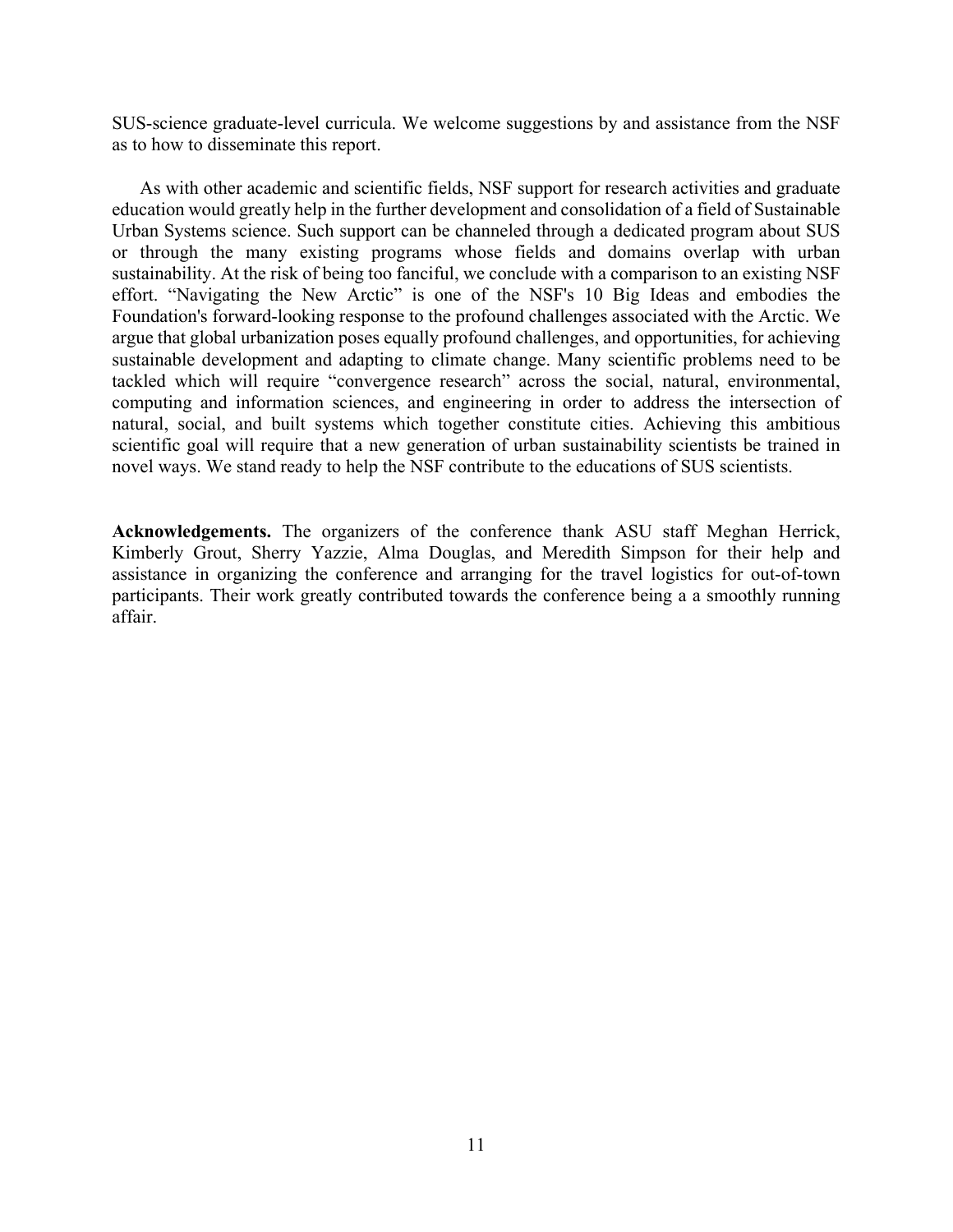SUS-science graduate-level curricula. We welcome suggestions by and assistance from the NSF as to how to disseminate this report.

As with other academic and scientific fields, NSF support for research activities and graduate education would greatly help in the further development and consolidation of a field of Sustainable Urban Systems science. Such support can be channeled through a dedicated program about SUS or through the many existing programs whose fields and domains overlap with urban sustainability. At the risk of being too fanciful, we conclude with a comparison to an existing NSF effort. "Navigating the New Arctic" is one of the NSF's 10 Big Ideas and embodies the Foundation's forward-looking response to the profound challenges associated with the Arctic. We argue that global urbanization poses equally profound challenges, and opportunities, for achieving sustainable development and adapting to climate change. Many scientific problems need to be tackled which will require "convergence research" across the social, natural, environmental, computing and information sciences, and engineering in order to address the intersection of natural, social, and built systems which together constitute cities. Achieving this ambitious scientific goal will require that a new generation of urban sustainability scientists be trained in novel ways. We stand ready to help the NSF contribute to the educations of SUS scientists.

**Acknowledgements.** The organizers of the conference thank ASU staff Meghan Herrick, Kimberly Grout, Sherry Yazzie, Alma Douglas, and Meredith Simpson for their help and assistance in organizing the conference and arranging for the travel logistics for out-of-town participants. Their work greatly contributed towards the conference being a a smoothly running affair.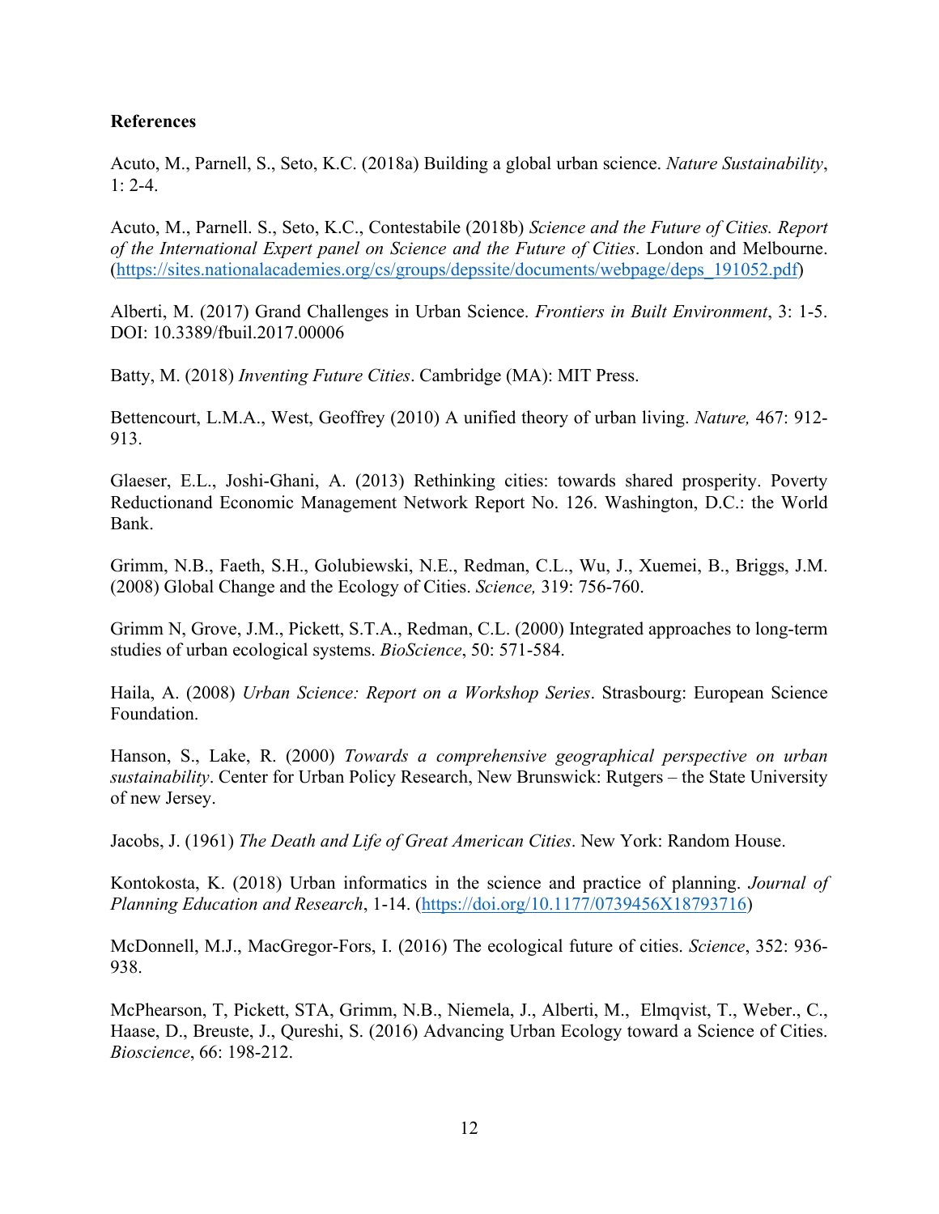**References**

Acuto, M., Parnell, S., Seto, K.C. (2018a) Building a global urban science. *Nature Sustainability*, 1: 2-4.

Acuto, M., Parnell. S., Seto, K.C., Contestabile (2018b) *Science and the Future of Cities. Report of the International Expert panel on Science and the Future of Cities*. London and Melbourne. (https://sites.nationalacademies.org/cs/groups/depssite/documents/webpage/deps_191052.pdf)

Alberti, M. (2017) Grand Challenges in Urban Science. *Frontiers in Built Environment*, 3: 1-5. DOI: 10.3389/fbuil.2017.00006

Batty, M. (2018) *Inventing Future Cities*. Cambridge (MA): MIT Press.

Bettencourt, L.M.A., West, Geoffrey (2010) A unified theory of urban living. *Nature,* 467: 912-913.

Glaeser, E.L., Joshi-Ghani, A. (2013) Rethinking cities: towards shared prosperity. Poverty Reductionand Economic Management Network Report No. 126. Washington, D.C.: the World Bank.

Grimm, N.B., Faeth, S.H., Golubiewski, N.E., Redman, C.L., Wu, J., Xuemei, B., Briggs, J.M. (2008) Global Change and the Ecology of Cities. *Science,* 319: 756-760.

Grimm N, Grove, J.M., Pickett, S.T.A., Redman, C.L. (2000) Integrated approaches to long-term studies of urban ecological systems. *BioScience*, 50: 571-584.

Haila, A. (2008) *Urban Science: Report on a Workshop Series*. Strasbourg: European Science Foundation.

Hanson, S., Lake, R. (2000) *Towards a comprehensive geographical perspective on urban sustainability*. Center for Urban Policy Research, New Brunswick: Rutgers – the State University of new Jersey.

Jacobs, J. (1961) *The Death and Life of Great American Cities*. New York: Random House.

Kontokosta, K. (2018) Urban informatics in the science and practice of planning. *Journal of Planning Education and Research*, 1-14. (https://doi.org/10.1177/0739456X18793716)

McDonnell, M.J., MacGregor-Fors, I. (2016) The ecological future of cities. *Science*, 352: 936-938.

McPhearson, T, Pickett, STA, Grimm, N.B., Niemela, J., Alberti, M., Elmqvist, T., Weber., C., Haase, D., Breuste, J., Qureshi, S. (2016) Advancing Urban Ecology toward a Science of Cities. *Bioscience*, 66: 198-212.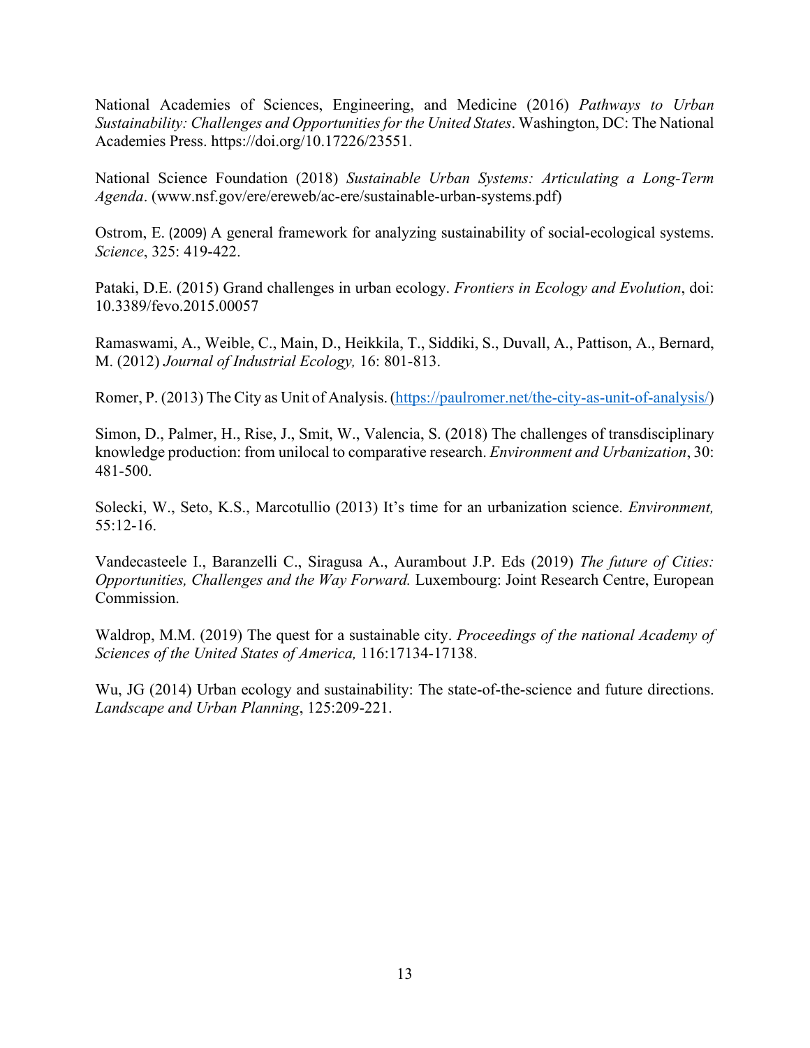National Academies of Sciences, Engineering, and Medicine (2016) *Pathways to Urban Sustainability: Challenges and Opportunities for the United States*. Washington, DC: The National Academies Press. https://doi.org/10.17226/23551.

National Science Foundation (2018) *Sustainable Urban Systems: Articulating a Long-Term Agenda*. (www.nsf.gov/ere/ereweb/ac-ere/sustainable-urban-systems.pdf)

Ostrom, E. (2009) A general framework for analyzing sustainability of social-ecological systems. *Science*, 325: 419-422.

Pataki, D.E. (2015) Grand challenges in urban ecology. *Frontiers in Ecology and Evolution*, doi: 10.3389/fevo.2015.00057

Ramaswami, A., Weible, C., Main, D., Heikkila, T., Siddiki, S., Duvall, A., Pattison, A., Bernard, M. (2012) *Journal of Industrial Ecology,* 16: 801-813.

Romer, P. (2013) The City as Unit of Analysis. (https://paulromer.net/the-city-as-unit-of-analysis/)

Simon, D., Palmer, H., Rise, J., Smit, W., Valencia, S. (2018) The challenges of transdisciplinary knowledge production: from unilocal to comparative research. *Environment and Urbanization*, 30: 481-500.

Solecki, W., Seto, K.S., Marcotullio (2013) It's time for an urbanization science. *Environment,* 55:12-16.

Vandecasteele I., Baranzelli C., Siragusa A., Aurambout J.P. Eds (2019) *The future of Cities: Opportunities, Challenges and the Way Forward.* Luxembourg: Joint Research Centre, European Commission.

Waldrop, M.M. (2019) The quest for a sustainable city. *Proceedings of the national Academy of Sciences of the United States of America,* 116:17134-17138.

Wu, JG (2014) Urban ecology and sustainability: The state-of-the-science and future directions. *Landscape and Urban Planning*, 125:209-221.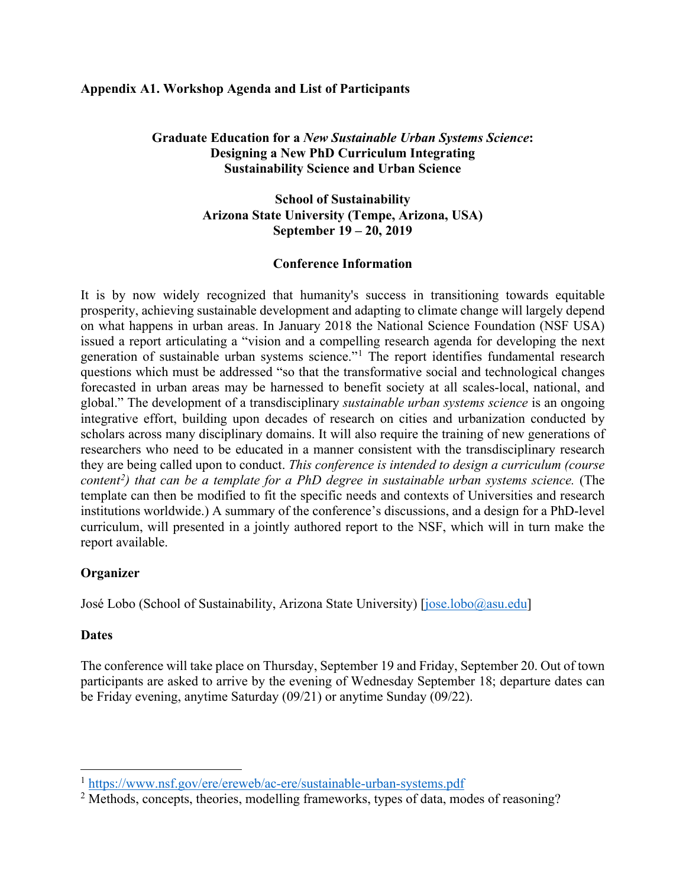## Appendix A1. Workshop Agenda and List of Participants

### Graduate Education for a *New Sustainable Urban Systems Science*: Designing a New PhD Curriculum Integrating Sustainability Science and Urban Science

### School of Sustainability
### Arizona State University (Tempe, Arizona, USA)
### September 19 – 20, 2019

### Conference Information

It is by now widely recognized that humanity's success in transitioning towards equitable prosperity, achieving sustainable development and adapting to climate change will largely depend on what happens in urban areas. In January 2018 the National Science Foundation (NSF USA) issued a report articulating a "vision and a compelling research agenda for developing the next generation of sustainable urban systems science."[1] The report identifies fundamental research questions which must be addressed "so that the transformative social and technological changes forecasted in urban areas may be harnessed to benefit society at all scales-local, national, and global." The development of a transdisciplinary *sustainable urban systems science* is an ongoing integrative effort, building upon decades of research on cities and urbanization conducted by scholars across many disciplinary domains. It will also require the training of new generations of researchers who need to be educated in a manner consistent with the transdisciplinary research they are being called upon to conduct. *This conference is intended to design a curriculum (course content[2]) that can be a template for a PhD degree in sustainable urban systems science.* (The template can then be modified to fit the specific needs and contexts of Universities and research institutions worldwide.) A summary of the conference's discussions, and a design for a PhD-level curriculum, will presented in a jointly authored report to the NSF, which will in turn make the report available.

**Organizer**

José Lobo (School of Sustainability, Arizona State University) [jose.lobo@asu.edu]

**Dates**

The conference will take place on Thursday, September 19 and Friday, September 20. Out of town participants are asked to arrive by the evening of Wednesday September 18; departure dates can be Friday evening, anytime Saturday (09/21) or anytime Sunday (09/22).

---

[1] https://www.nsf.gov/ere/ereweb/ac-ere/sustainable-urban-systems.pdf

[2] Methods, concepts, theories, modelling frameworks, types of data, modes of reasoning?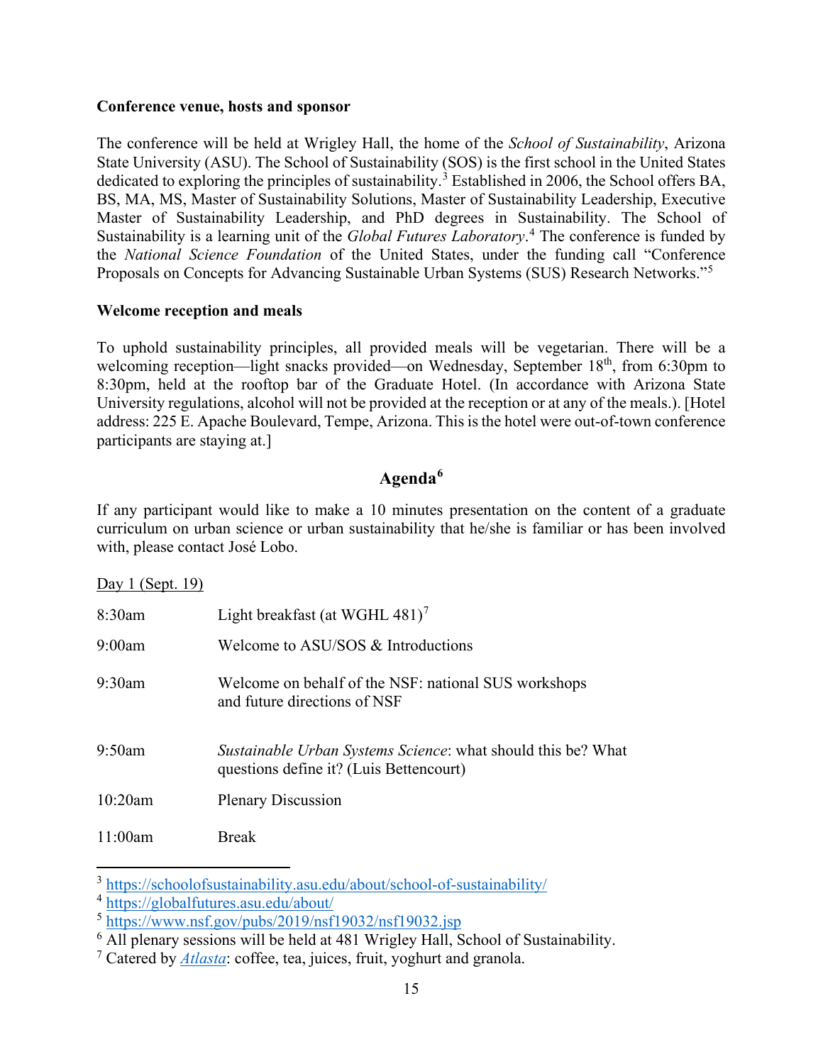**Conference venue, hosts and sponsor**

The conference will be held at Wrigley Hall, the home of the *School of Sustainability*, Arizona State University (ASU). The School of Sustainability (SOS) is the first school in the United States dedicated to exploring the principles of sustainability.[3] Established in 2006, the School offers BA, BS, MA, MS, Master of Sustainability Solutions, Master of Sustainability Leadership, Executive Master of Sustainability Leadership, and PhD degrees in Sustainability. The School of Sustainability is a learning unit of the *Global Futures Laboratory*.[4] The conference is funded by the *National Science Foundation* of the United States, under the funding call "Conference Proposals on Concepts for Advancing Sustainable Urban Systems (SUS) Research Networks."[5]

**Welcome reception and meals**

To uphold sustainability principles, all provided meals will be vegetarian. There will be a welcoming reception—light snacks provided—on Wednesday, September 18th, from 6:30pm to 8:30pm, held at the rooftop bar of the Graduate Hotel. (In accordance with Arizona State University regulations, alcohol will not be provided at the reception or at any of the meals.). [Hotel address: 225 E. Apache Boulevard, Tempe, Arizona. This is the hotel were out-of-town conference participants are staying at.]

## Agenda[6]

If any participant would like to make a 10 minutes presentation on the content of a graduate curriculum on urban science or urban sustainability that he/she is familiar or has been involved with, please contact José Lobo.

Day 1 (Sept. 19)

| | |
|---|---|
| 8:30am | Light breakfast (at WGHL 481)[7] |
| 9:00am | Welcome to ASU/SOS & Introductions |
| 9:30am | Welcome on behalf of the NSF: national SUS workshops and future directions of NSF |
| 9:50am | *Sustainable Urban Systems Science*: what should this be? What questions define it? (Luis Bettencourt) |
| 10:20am | Plenary Discussion |
| 11:00am | Break |

[3] https://schoolofsustainability.asu.edu/about/school-of-sustainability/

[4] https://globalfutures.asu.edu/about/

[5] https://www.nsf.gov/pubs/2019/nsf19032/nsf19032.jsp

[6] All plenary sessions will be held at 481 Wrigley Hall, School of Sustainability.

[7] Catered by *Atlasta*: coffee, tea, juices, fruit, yoghurt and granola.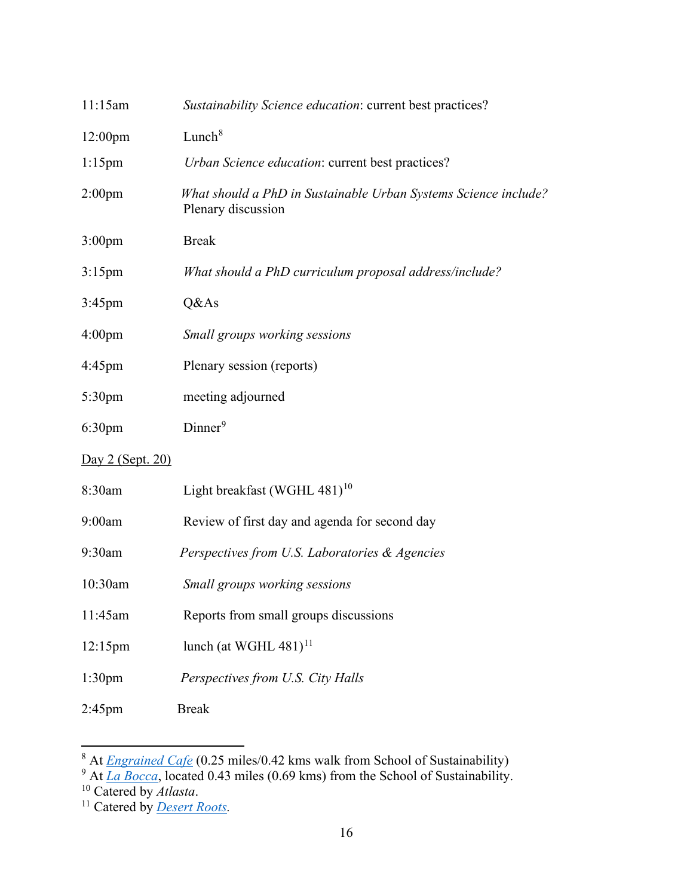| | |
|---|---|
| 11:15am | *Sustainability Science education*: current best practices? |
| 12:00pm | Lunch[8] |
| 1:15pm | *Urban Science education*: current best practices? |
| 2:00pm | *What should a PhD in Sustainable Urban Systems Science include?* Plenary discussion |
| 3:00pm | Break |
| 3:15pm | *What should a PhD curriculum proposal address/include?* |
| 3:45pm | Q&As |
| 4:00pm | *Small groups working sessions* |
| 4:45pm | Plenary session (reports) |
| 5:30pm | meeting adjourned |
| 6:30pm | Dinner[9] |

<u>Day 2 (Sept. 20)</u>

| | |
|---|---|
| 8:30am | Light breakfast (WGHL 481)[10] |
| 9:00am | Review of first day and agenda for second day |
| 9:30am | *Perspectives from U.S. Laboratories & Agencies* |
| 10:30am | *Small groups working sessions* |
| 11:45am | Reports from small groups discussions |
| 12:15pm | lunch (at WGHL 481)[11] |
| 1:30pm | *Perspectives from U.S. City Halls* |
| 2:45pm | Break |

---

[8] At *Engrained Cafe* (0.25 miles/0.42 kms walk from School of Sustainability)

[9] At *La Bocca*, located 0.43 miles (0.69 kms) from the School of Sustainability.

[10] Catered by *Atlasta*.

[11] Catered by *Desert Roots*.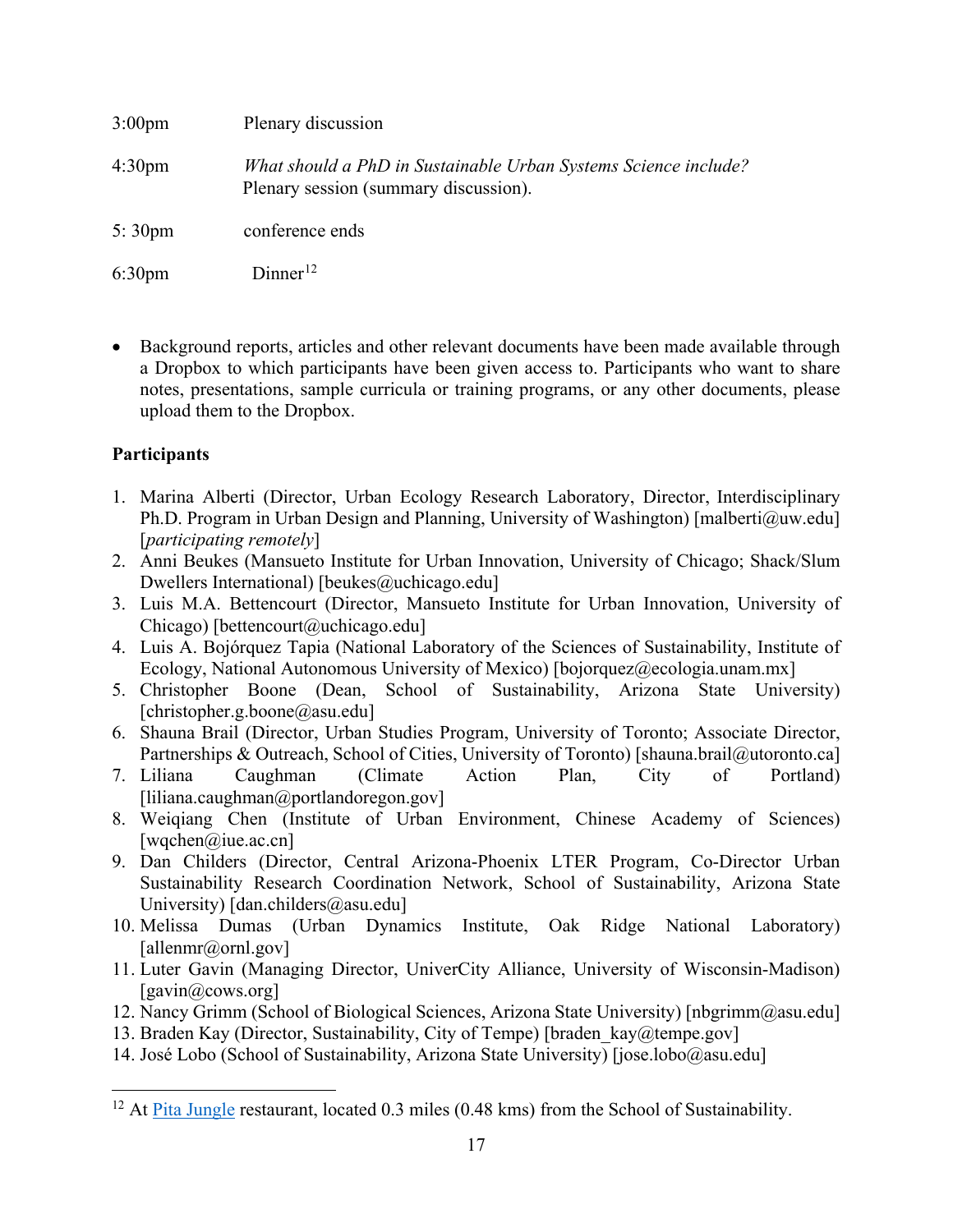| | |
|---|---|
| 3:00pm | Plenary discussion |
| 4:30pm | *What should a PhD in Sustainable Urban Systems Science include?* Plenary session (summary discussion). |
| 5: 30pm | conference ends |
| 6:30pm | Dinner[12] |

- Background reports, articles and other relevant documents have been made available through a Dropbox to which participants have been given access to. Participants who want to share notes, presentations, sample curricula or training programs, or any other documents, please upload them to the Dropbox.

**Participants**

1. Marina Alberti (Director, Urban Ecology Research Laboratory, Director, Interdisciplinary Ph.D. Program in Urban Design and Planning, University of Washington) [malberti@uw.edu] [*participating remotely*]
2. Anni Beukes (Mansueto Institute for Urban Innovation, University of Chicago; Shack/Slum Dwellers International) [beukes@uchicago.edu]
3. Luis M.A. Bettencourt (Director, Mansueto Institute for Urban Innovation, University of Chicago) [bettencourt@uchicago.edu]
4. Luis A. Bojórquez Tapia (National Laboratory of the Sciences of Sustainability, Institute of Ecology, National Autonomous University of Mexico) [bojorquez@ecologia.unam.mx]
5. Christopher Boone (Dean, School of Sustainability, Arizona State University) [christopher.g.boone@asu.edu]
6. Shauna Brail (Director, Urban Studies Program, University of Toronto; Associate Director, Partnerships & Outreach, School of Cities, University of Toronto) [shauna.brail@utoronto.ca]
7. Liliana Caughman (Climate Action Plan, City of Portland) [liliana.caughman@portlandoregon.gov]
8. Weiqiang Chen (Institute of Urban Environment, Chinese Academy of Sciences) [wqchen@iue.ac.cn]
9. Dan Childers (Director, Central Arizona-Phoenix LTER Program, Co-Director Urban Sustainability Research Coordination Network, School of Sustainability, Arizona State University) [dan.childers@asu.edu]
10. Melissa Dumas (Urban Dynamics Institute, Oak Ridge National Laboratory) [allenmr@ornl.gov]
11. Luter Gavin (Managing Director, UniverCity Alliance, University of Wisconsin-Madison) [gavin@cows.org]
12. Nancy Grimm (School of Biological Sciences, Arizona State University) [nbgrimm@asu.edu]
13. Braden Kay (Director, Sustainability, City of Tempe) [braden_kay@tempe.gov]
14. José Lobo (School of Sustainability, Arizona State University) [jose.lobo@asu.edu]

[12] At Pita Jungle restaurant, located 0.3 miles (0.48 kms) from the School of Sustainability.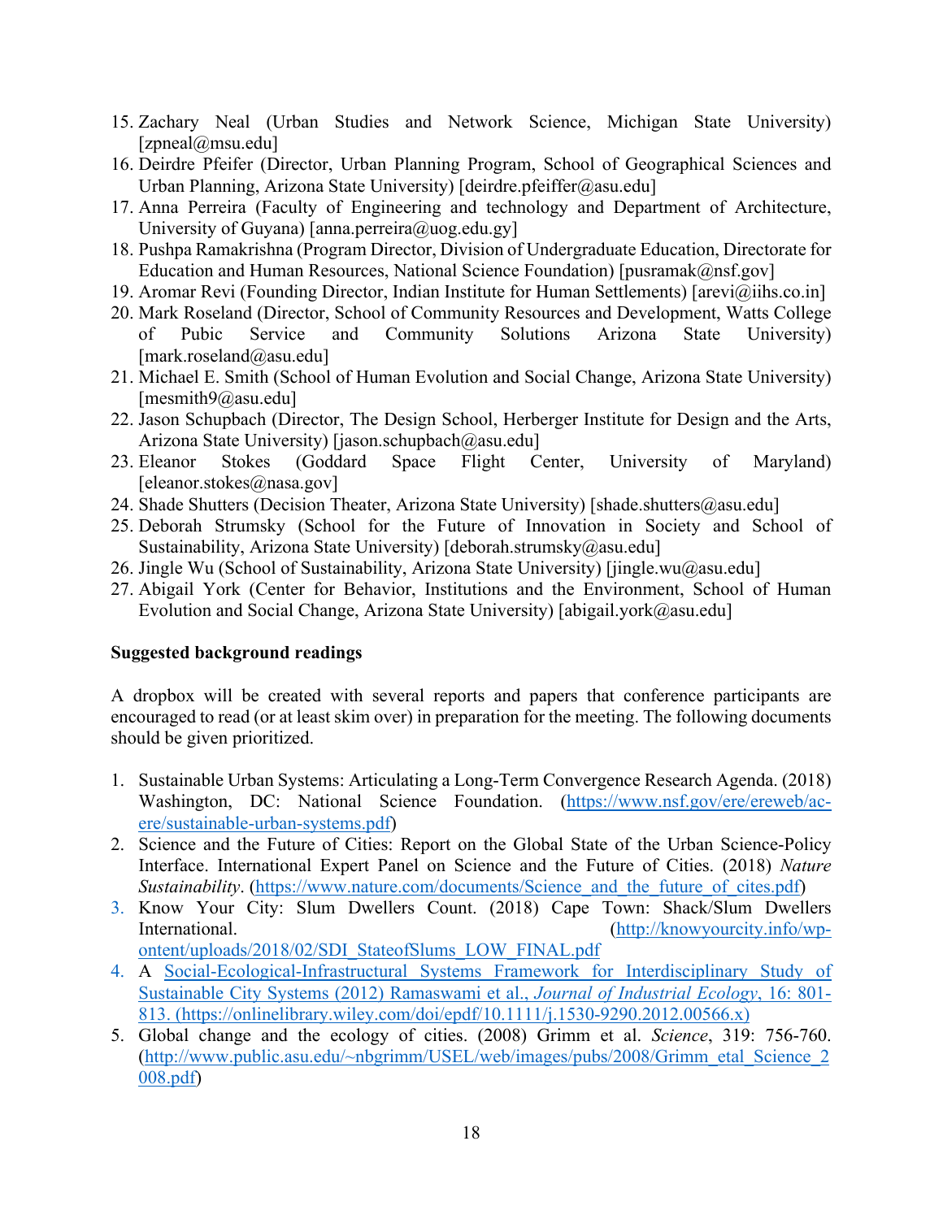15. Zachary Neal (Urban Studies and Network Science, Michigan State University) [zpneal@msu.edu]
16. Deirdre Pfeifer (Director, Urban Planning Program, School of Geographical Sciences and Urban Planning, Arizona State University) [deirdre.pfeiffer@asu.edu]
17. Anna Perreira (Faculty of Engineering and technology and Department of Architecture, University of Guyana) [anna.perreira@uog.edu.gy]
18. Pushpa Ramakrishna (Program Director, Division of Undergraduate Education, Directorate for Education and Human Resources, National Science Foundation) [pusramak@nsf.gov]
19. Aromar Revi (Founding Director, Indian Institute for Human Settlements) [arevi@iihs.co.in]
20. Mark Roseland (Director, School of Community Resources and Development, Watts College of Pubic Service and Community Solutions Arizona State University) [mark.roseland@asu.edu]
21. Michael E. Smith (School of Human Evolution and Social Change, Arizona State University) [mesmith9@asu.edu]
22. Jason Schupbach (Director, The Design School, Herberger Institute for Design and the Arts, Arizona State University) [jason.schupbach@asu.edu]
23. Eleanor Stokes (Goddard Space Flight Center, University of Maryland) [eleanor.stokes@nasa.gov]
24. Shade Shutters (Decision Theater, Arizona State University) [shade.shutters@asu.edu]
25. Deborah Strumsky (School for the Future of Innovation in Society and School of Sustainability, Arizona State University) [deborah.strumsky@asu.edu]
26. Jingle Wu (School of Sustainability, Arizona State University) [jingle.wu@asu.edu]
27. Abigail York (Center for Behavior, Institutions and the Environment, School of Human Evolution and Social Change, Arizona State University) [abigail.york@asu.edu]

**Suggested background readings**

A dropbox will be created with several reports and papers that conference participants are encouraged to read (or at least skim over) in preparation for the meeting. The following documents should be given prioritized.

1. Sustainable Urban Systems: Articulating a Long-Term Convergence Research Agenda. (2018) Washington, DC: National Science Foundation. (https://www.nsf.gov/ere/ereweb/ac-ere/sustainable-urban-systems.pdf)
2. Science and the Future of Cities: Report on the Global State of the Urban Science-Policy Interface. International Expert Panel on Science and the Future of Cities. (2018) *Nature Sustainability*. (https://www.nature.com/documents/Science_and_the_future_of_cites.pdf)
3. Know Your City: Slum Dwellers Count. (2018) Cape Town: Shack/Slum Dwellers International. (http://knowyourcity.info/wp-ontent/uploads/2018/02/SDI_StateofSlums_LOW_FINAL.pdf
4. A Social-Ecological-Infrastructural Systems Framework for Interdisciplinary Study of Sustainable City Systems (2012) Ramaswami et al., *Journal of Industrial Ecology*, 16: 801-813. (https://onlinelibrary.wiley.com/doi/epdf/10.1111/j.1530-9290.2012.00566.x)
5. Global change and the ecology of cities. (2008) Grimm et al. *Science*, 319: 756-760. (http://www.public.asu.edu/~nbgrimm/USEL/web/images/pubs/2008/Grimm_etal_Science_2008.pdf)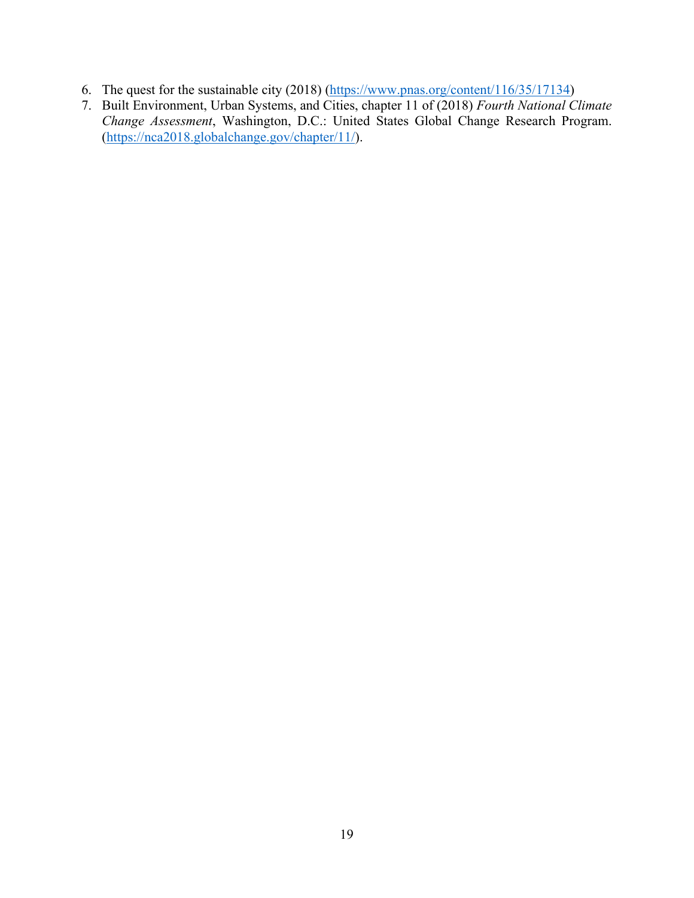6. The quest for the sustainable city (2018) (https://www.pnas.org/content/116/35/17134)
7. Built Environment, Urban Systems, and Cities, chapter 11 of (2018) *Fourth National Climate Change Assessment*, Washington, D.C.: United States Global Change Research Program. (https://nca2018.globalchange.gov/chapter/11/).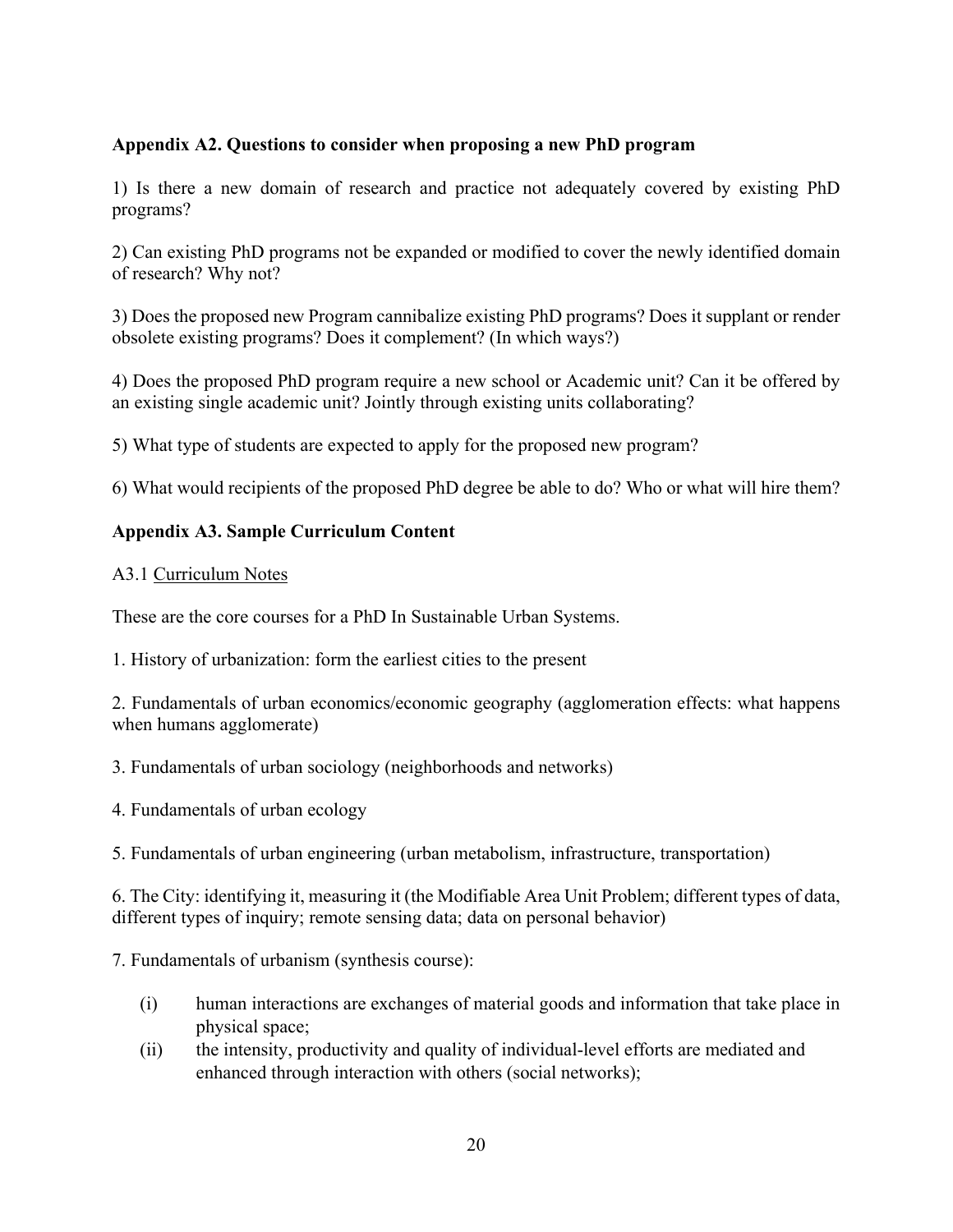### Appendix A2. Questions to consider when proposing a new PhD program

1) Is there a new domain of research and practice not adequately covered by existing PhD programs?

2) Can existing PhD programs not be expanded or modified to cover the newly identified domain of research? Why not?

3) Does the proposed new Program cannibalize existing PhD programs? Does it supplant or render obsolete existing programs? Does it complement? (In which ways?)

4) Does the proposed PhD program require a new school or Academic unit? Can it be offered by an existing single academic unit? Jointly through existing units collaborating?

5) What type of students are expected to apply for the proposed new program?

6) What would recipients of the proposed PhD degree be able to do? Who or what will hire them?

### Appendix A3. Sample Curriculum Content

A3.1 <u>Curriculum Notes</u>

These are the core courses for a PhD In Sustainable Urban Systems.

1. History of urbanization: form the earliest cities to the present

2. Fundamentals of urban economics/economic geography (agglomeration effects: what happens when humans agglomerate)

3. Fundamentals of urban sociology (neighborhoods and networks)

4. Fundamentals of urban ecology

5. Fundamentals of urban engineering (urban metabolism, infrastructure, transportation)

6. The City: identifying it, measuring it (the Modifiable Area Unit Problem; different types of data, different types of inquiry; remote sensing data; data on personal behavior)

7. Fundamentals of urbanism (synthesis course):

- (i) human interactions are exchanges of material goods and information that take place in physical space;
- (ii) the intensity, productivity and quality of individual-level efforts are mediated and enhanced through interaction with others (social networks);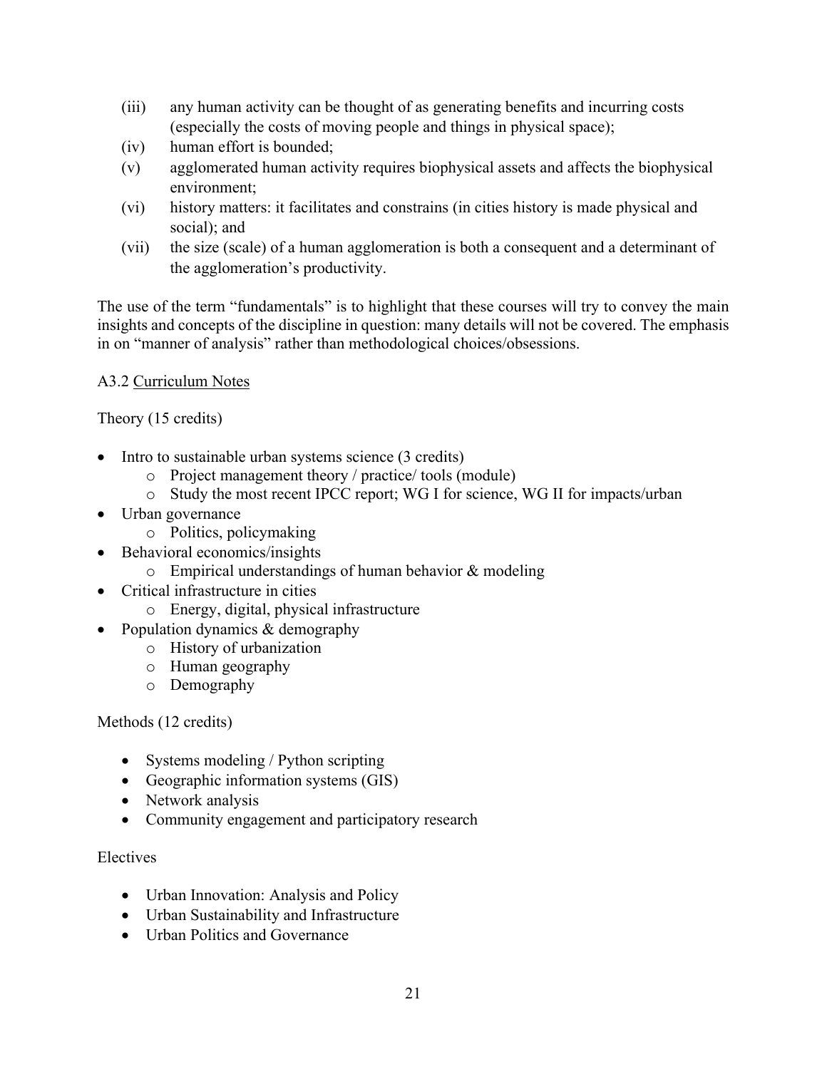(iii) any human activity can be thought of as generating benefits and incurring costs (especially the costs of moving people and things in physical space);

(iv) human effort is bounded;

(v) agglomerated human activity requires biophysical assets and affects the biophysical environment;

(vi) history matters: it facilitates and constrains (in cities history is made physical and social); and

(vii) the size (scale) of a human agglomeration is both a consequent and a determinant of the agglomeration's productivity.

The use of the term "fundamentals" is to highlight that these courses will try to convey the main insights and concepts of the discipline in question: many details will not be covered. The emphasis in on "manner of analysis" rather than methodological choices/obsessions.

A3.2 Curriculum Notes

Theory (15 credits)

- Intro to sustainable urban systems science (3 credits)
  - Project management theory / practice/ tools (module)
  - Study the most recent IPCC report; WG I for science, WG II for impacts/urban
- Urban governance
  - Politics, policymaking
- Behavioral economics/insights
  - Empirical understandings of human behavior & modeling
- Critical infrastructure in cities
  - Energy, digital, physical infrastructure
- Population dynamics & demography
  - History of urbanization
  - Human geography
  - Demography

Methods (12 credits)

- Systems modeling / Python scripting
- Geographic information systems (GIS)
- Network analysis
- Community engagement and participatory research

Electives

- Urban Innovation: Analysis and Policy
- Urban Sustainability and Infrastructure
- Urban Politics and Governance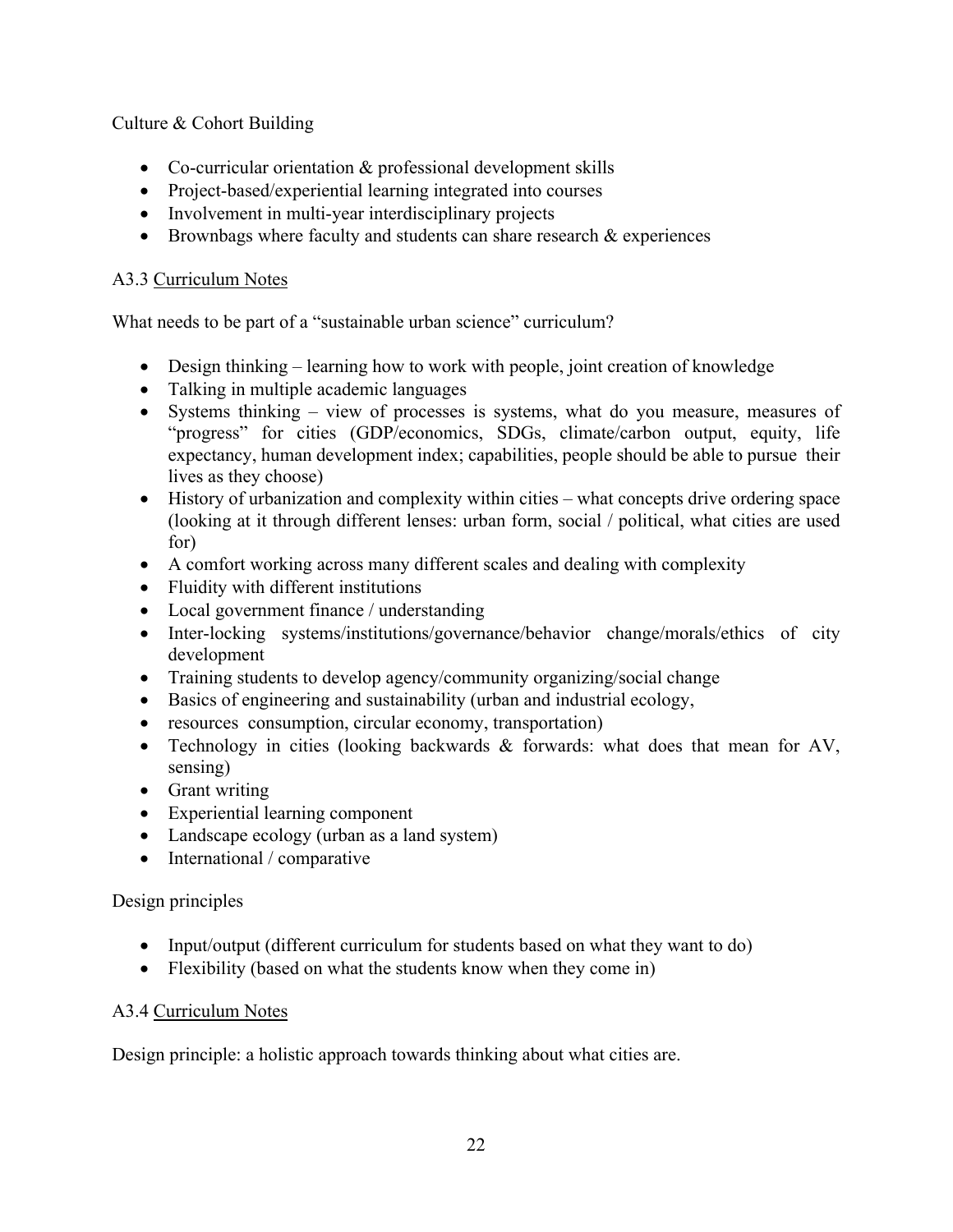Culture & Cohort Building

- Co-curricular orientation & professional development skills
- Project-based/experiential learning integrated into courses
- Involvement in multi-year interdisciplinary projects
- Brownbags where faculty and students can share research & experiences

A3.3 Curriculum Notes

What needs to be part of a "sustainable urban science" curriculum?

- Design thinking – learning how to work with people, joint creation of knowledge
- Talking in multiple academic languages
- Systems thinking – view of processes is systems, what do you measure, measures of "progress" for cities (GDP/economics, SDGs, climate/carbon output, equity, life expectancy, human development index; capabilities, people should be able to pursue their lives as they choose)
- History of urbanization and complexity within cities – what concepts drive ordering space (looking at it through different lenses: urban form, social / political, what cities are used for)
- A comfort working across many different scales and dealing with complexity
- Fluidity with different institutions
- Local government finance / understanding
- Inter-locking systems/institutions/governance/behavior change/morals/ethics of city development
- Training students to develop agency/community organizing/social change
- Basics of engineering and sustainability (urban and industrial ecology,
- resources consumption, circular economy, transportation)
- Technology in cities (looking backwards & forwards: what does that mean for AV, sensing)
- Grant writing
- Experiential learning component
- Landscape ecology (urban as a land system)
- International / comparative

Design principles

- Input/output (different curriculum for students based on what they want to do)
- Flexibility (based on what the students know when they come in)

A3.4 Curriculum Notes

Design principle: a holistic approach towards thinking about what cities are.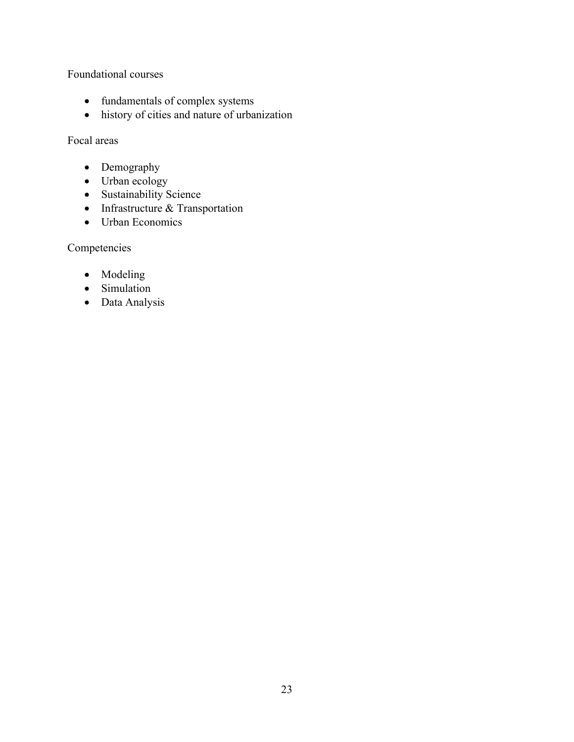Foundational courses

- fundamentals of complex systems
- history of cities and nature of urbanization

Focal areas

- Demography
- Urban ecology
- Sustainability Science
- Infrastructure & Transportation
- Urban Economics

Competencies

- Modeling
- Simulation
- Data Analysis